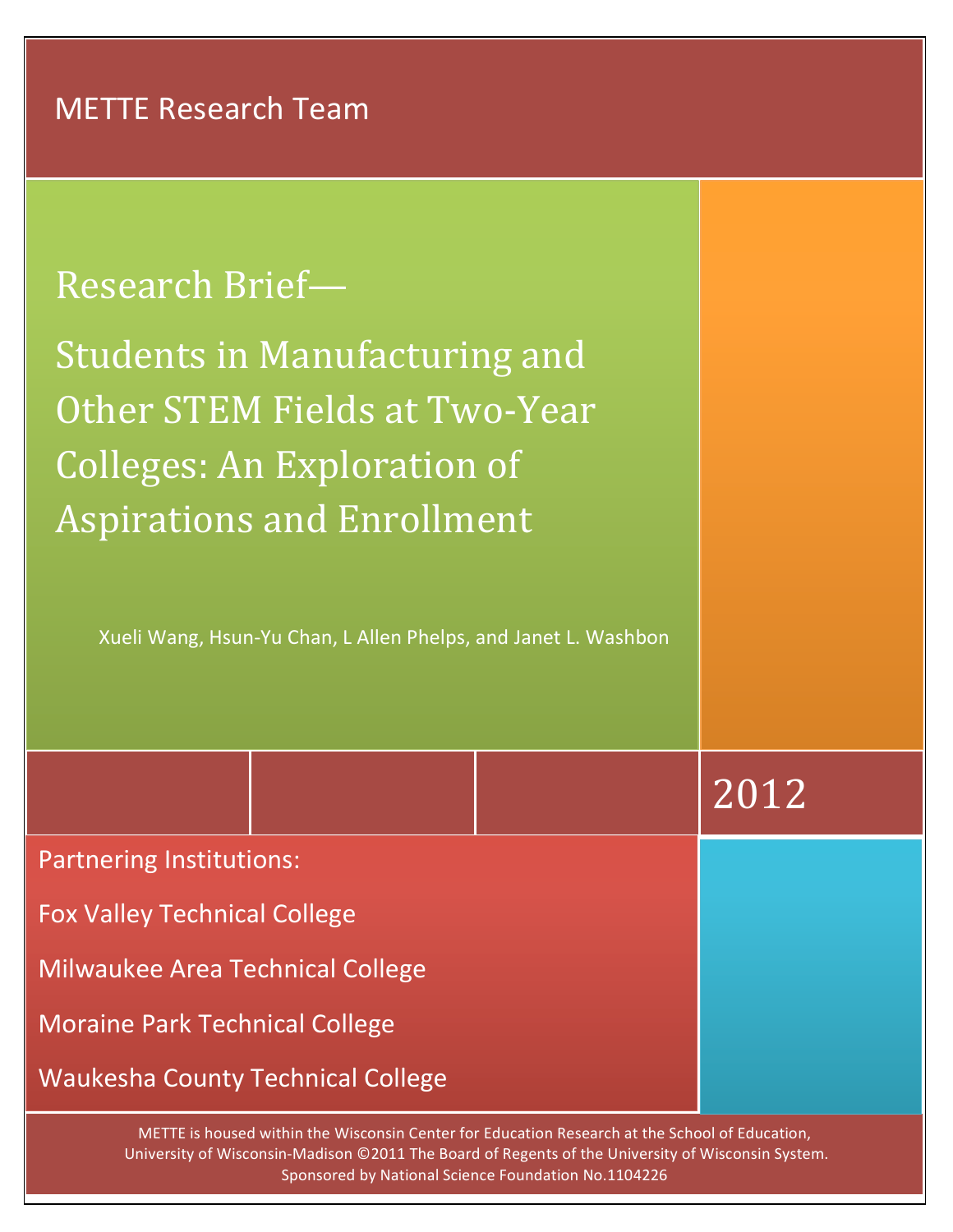METTE Research Team

# Research Brief—

# Students in Manufacturing and Other STEM Fields at Two-Year Colleges: An Exploration of Aspirations and Enrollment

Xueli Wang, Hsun-Yu Chan, L Allen Phelps, and Janet L. Washbon

2012

Partnering Institutions:

Fox Valley Technical College

Milwaukee Area Technical College

Moraine Park Technical College

Waukesha County Technical College

METTE is housed within the Wisconsin Center for Education Research at the School of Education, University of Wisconsin-Madison ©2011 The Board of Regents of the University of Wisconsin System. Sponsored by National Science Foundation No.1104226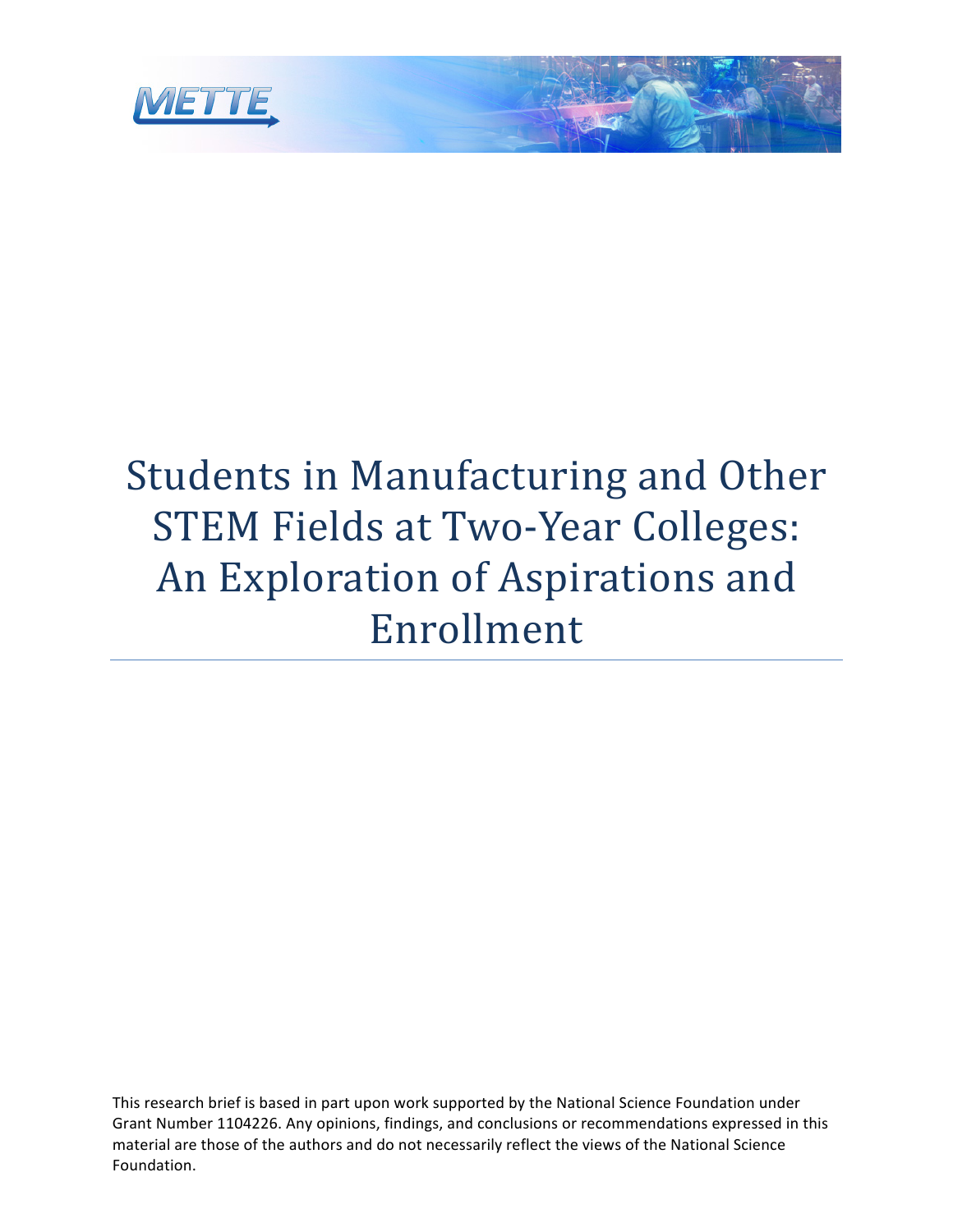# Students in Manufacturing and Other STEM Fields at Two-Year Colleges: An Exploration of Aspirations and Enrollment

---

This research brief is based in part upon work supported by the National Science Foundation under Grant Number 1104226. Any opinions, findings, and conclusions or recommendations expressed in this material are those of the authors and do not necessarily reflect the views of the National Science Foundation.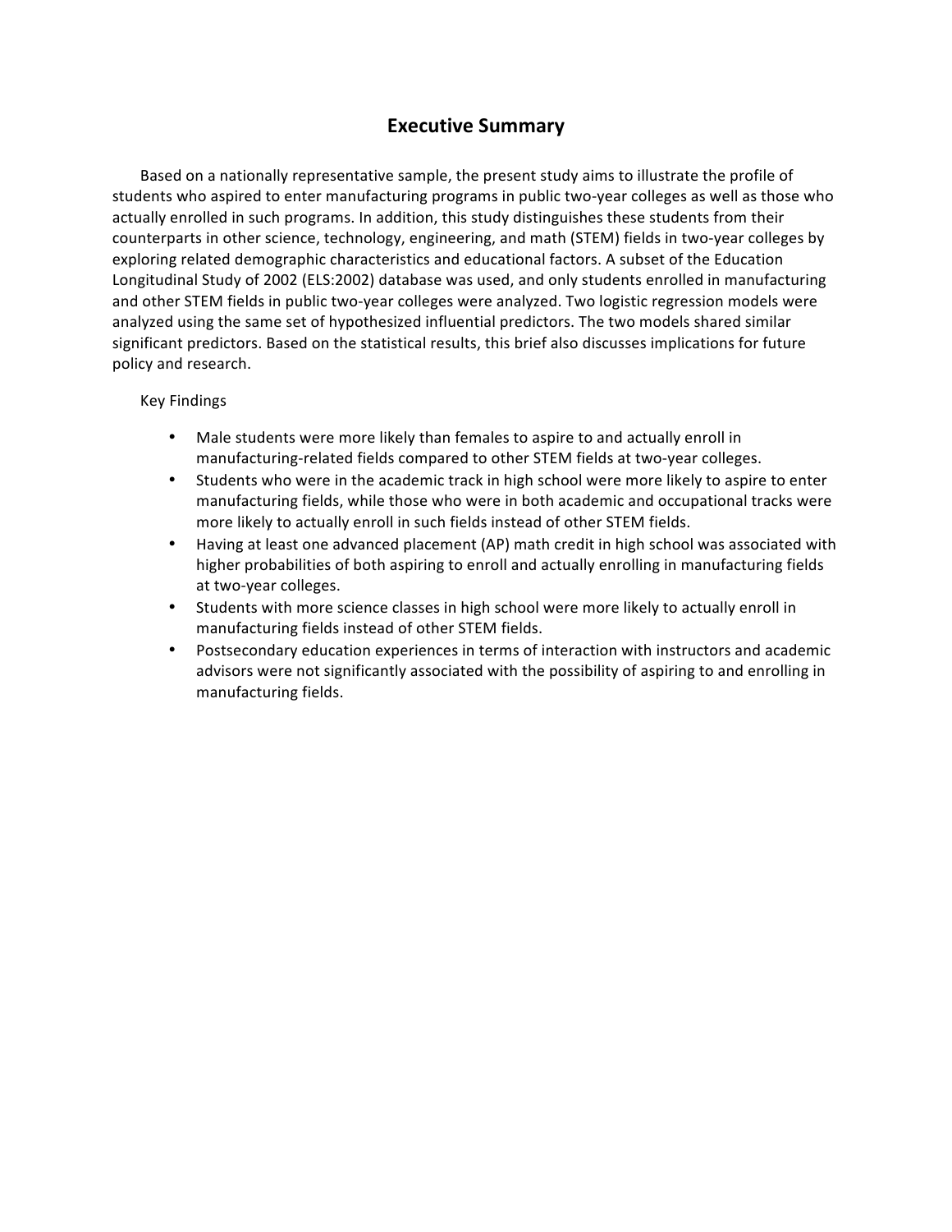## Executive Summary

Based on a nationally representative sample, the present study aims to illustrate the profile of students who aspired to enter manufacturing programs in public two-year colleges as well as those who actually enrolled in such programs. In addition, this study distinguishes these students from their counterparts in other science, technology, engineering, and math (STEM) fields in two-year colleges by exploring related demographic characteristics and educational factors. A subset of the Education Longitudinal Study of 2002 (ELS:2002) database was used, and only students enrolled in manufacturing and other STEM fields in public two-year colleges were analyzed. Two logistic regression models were analyzed using the same set of hypothesized influential predictors. The two models shared similar significant predictors. Based on the statistical results, this brief also discusses implications for future policy and research.

Key Findings

- Male students were more likely than females to aspire to and actually enroll in manufacturing-related fields compared to other STEM fields at two-year colleges.
- Students who were in the academic track in high school were more likely to aspire to enter manufacturing fields, while those who were in both academic and occupational tracks were more likely to actually enroll in such fields instead of other STEM fields.
- Having at least one advanced placement (AP) math credit in high school was associated with higher probabilities of both aspiring to enroll and actually enrolling in manufacturing fields at two-year colleges.
- Students with more science classes in high school were more likely to actually enroll in manufacturing fields instead of other STEM fields.
- Postsecondary education experiences in terms of interaction with instructors and academic advisors were not significantly associated with the possibility of aspiring to and enrolling in manufacturing fields.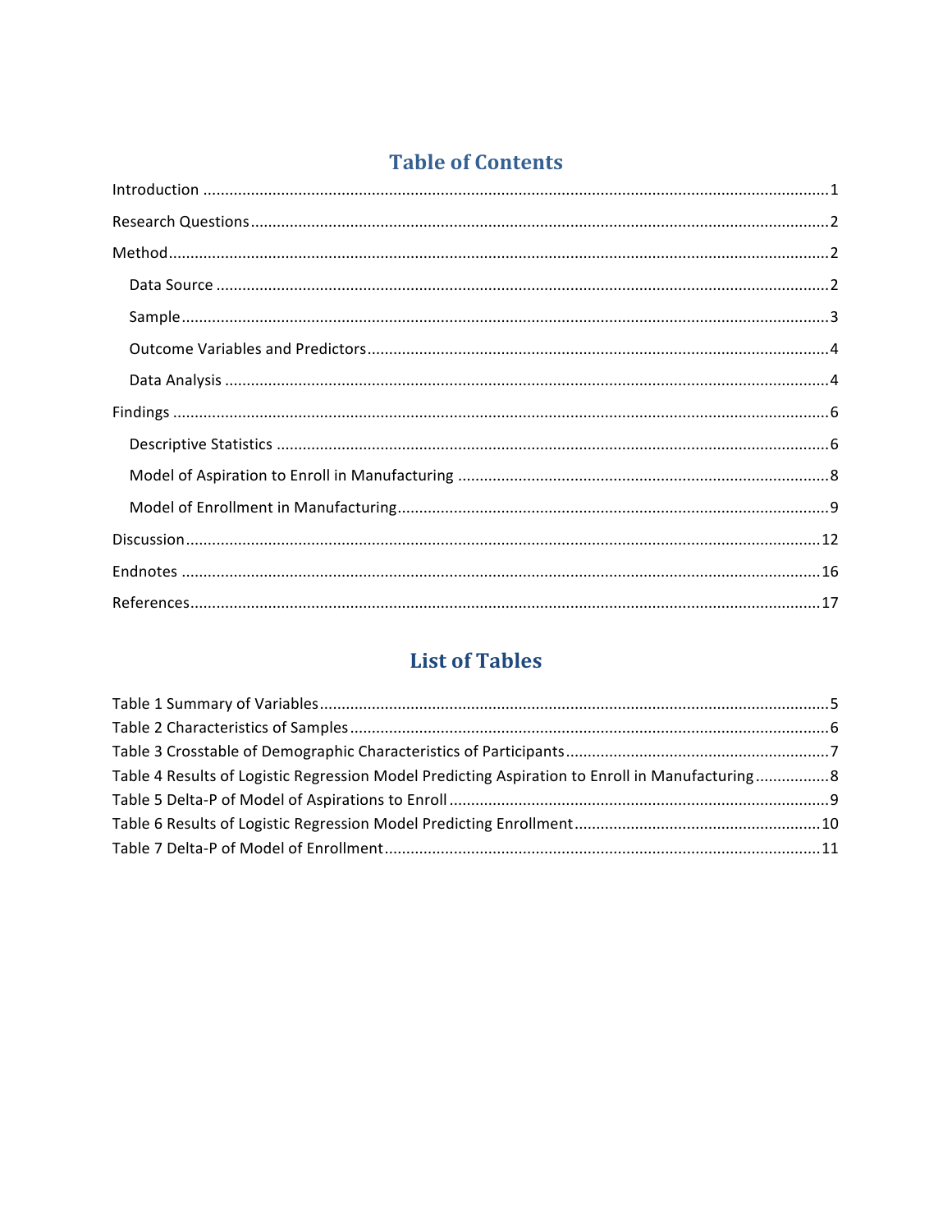# Table of Contents

Introduction ........................................................................................................................................1

Research Questions..............................................................................................................................2

Method................................................................................................................................................2

  Data Source ......................................................................................................................................2

  Sample...............................................................................................................................................3

  Outcome Variables and Predictors....................................................................................................4

  Data Analysis ....................................................................................................................................4

Findings ..............................................................................................................................................6

  Descriptive Statistics .........................................................................................................................6

  Model of Aspiration to Enroll in Manufacturing ................................................................................8

  Model of Enrollment in Manufacturing.............................................................................................9

Discussion..........................................................................................................................................12

Endnotes ...........................................................................................................................................16

References..........................................................................................................................................17

# List of Tables

Table 1 Summary of Variables..............................................................................................................5

Table 2 Characteristics of Samples.......................................................................................................6

Table 3 Crosstable of Demographic Characteristics of Participants......................................................7

Table 4 Results of Logistic Regression Model Predicting Aspiration to Enroll in Manufacturing..........8

Table 5 Delta-P of Model of Aspirations to Enroll.................................................................................9

Table 6 Results of Logistic Regression Model Predicting Enrollment...................................................10

Table 7 Delta-P of Model of Enrollment..............................................................................................11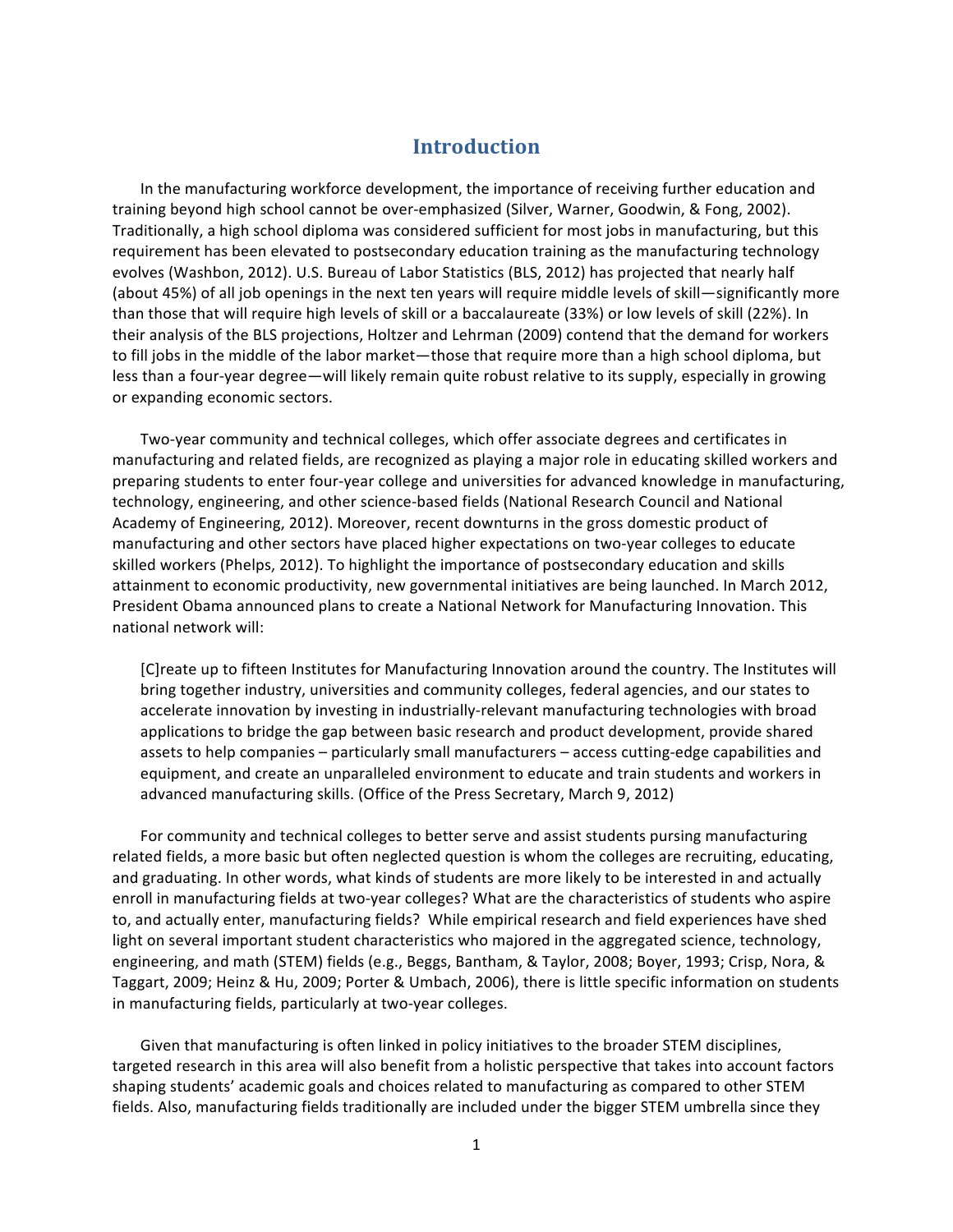# Introduction

In the manufacturing workforce development, the importance of receiving further education and training beyond high school cannot be over-emphasized (Silver, Warner, Goodwin, & Fong, 2002). Traditionally, a high school diploma was considered sufficient for most jobs in manufacturing, but this requirement has been elevated to postsecondary education training as the manufacturing technology evolves (Washbon, 2012). U.S. Bureau of Labor Statistics (BLS, 2012) has projected that nearly half (about 45%) of all job openings in the next ten years will require middle levels of skill—significantly more than those that will require high levels of skill or a baccalaureate (33%) or low levels of skill (22%). In their analysis of the BLS projections, Holtzer and Lehrman (2009) contend that the demand for workers to fill jobs in the middle of the labor market—those that require more than a high school diploma, but less than a four-year degree—will likely remain quite robust relative to its supply, especially in growing or expanding economic sectors.

Two-year community and technical colleges, which offer associate degrees and certificates in manufacturing and related fields, are recognized as playing a major role in educating skilled workers and preparing students to enter four-year college and universities for advanced knowledge in manufacturing, technology, engineering, and other science-based fields (National Research Council and National Academy of Engineering, 2012). Moreover, recent downturns in the gross domestic product of manufacturing and other sectors have placed higher expectations on two-year colleges to educate skilled workers (Phelps, 2012). To highlight the importance of postsecondary education and skills attainment to economic productivity, new governmental initiatives are being launched. In March 2012, President Obama announced plans to create a National Network for Manufacturing Innovation. This national network will:

> [C]reate up to fifteen Institutes for Manufacturing Innovation around the country. The Institutes will bring together industry, universities and community colleges, federal agencies, and our states to accelerate innovation by investing in industrially-relevant manufacturing technologies with broad applications to bridge the gap between basic research and product development, provide shared assets to help companies – particularly small manufacturers – access cutting-edge capabilities and equipment, and create an unparalleled environment to educate and train students and workers in advanced manufacturing skills. (Office of the Press Secretary, March 9, 2012)

For community and technical colleges to better serve and assist students pursing manufacturing related fields, a more basic but often neglected question is whom the colleges are recruiting, educating, and graduating. In other words, what kinds of students are more likely to be interested in and actually enroll in manufacturing fields at two-year colleges? What are the characteristics of students who aspire to, and actually enter, manufacturing fields? While empirical research and field experiences have shed light on several important student characteristics who majored in the aggregated science, technology, engineering, and math (STEM) fields (e.g., Beggs, Bantham, & Taylor, 2008; Boyer, 1993; Crisp, Nora, & Taggart, 2009; Heinz & Hu, 2009; Porter & Umbach, 2006), there is little specific information on students in manufacturing fields, particularly at two-year colleges.

Given that manufacturing is often linked in policy initiatives to the broader STEM disciplines, targeted research in this area will also benefit from a holistic perspective that takes into account factors shaping students' academic goals and choices related to manufacturing as compared to other STEM fields. Also, manufacturing fields traditionally are included under the bigger STEM umbrella since they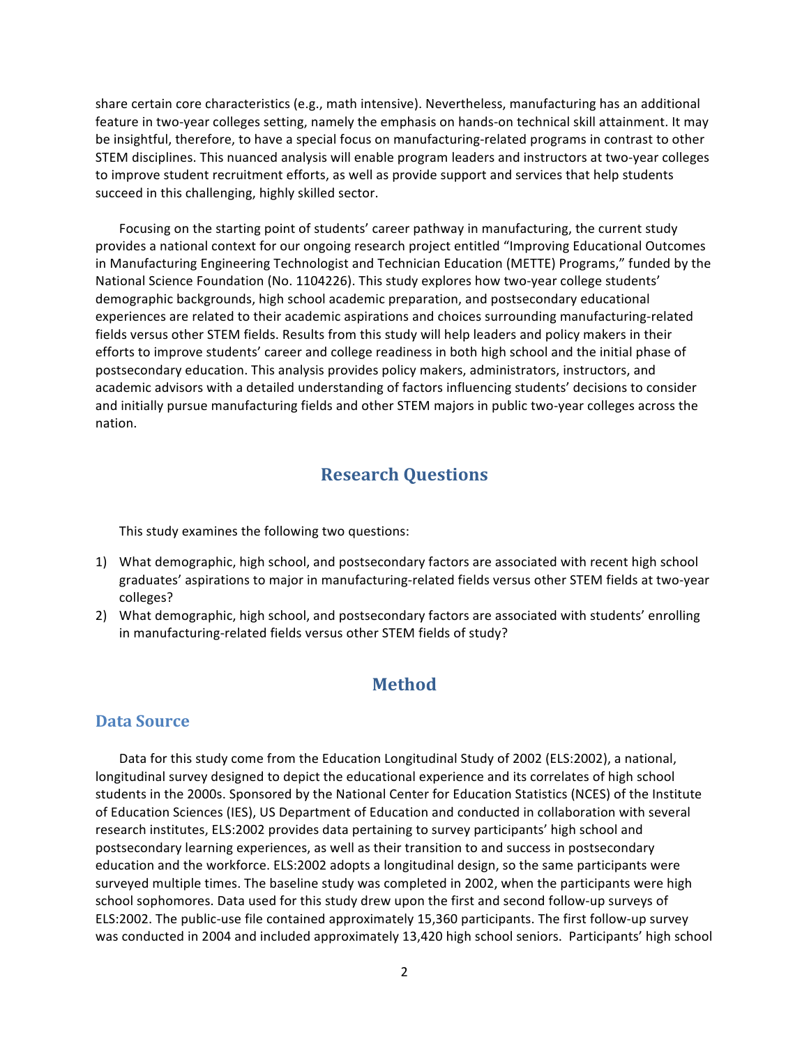share certain core characteristics (e.g., math intensive). Nevertheless, manufacturing has an additional feature in two-year colleges setting, namely the emphasis on hands-on technical skill attainment. It may be insightful, therefore, to have a special focus on manufacturing-related programs in contrast to other STEM disciplines. This nuanced analysis will enable program leaders and instructors at two-year colleges to improve student recruitment efforts, as well as provide support and services that help students succeed in this challenging, highly skilled sector.

Focusing on the starting point of students' career pathway in manufacturing, the current study provides a national context for our ongoing research project entitled "Improving Educational Outcomes in Manufacturing Engineering Technologist and Technician Education (METTE) Programs," funded by the National Science Foundation (No. 1104226). This study explores how two-year college students' demographic backgrounds, high school academic preparation, and postsecondary educational experiences are related to their academic aspirations and choices surrounding manufacturing-related fields versus other STEM fields. Results from this study will help leaders and policy makers in their efforts to improve students' career and college readiness in both high school and the initial phase of postsecondary education. This analysis provides policy makers, administrators, instructors, and academic advisors with a detailed understanding of factors influencing students' decisions to consider and initially pursue manufacturing fields and other STEM majors in public two-year colleges across the nation.

## Research Questions

This study examines the following two questions:

1) What demographic, high school, and postsecondary factors are associated with recent high school graduates' aspirations to major in manufacturing-related fields versus other STEM fields at two-year colleges?
2) What demographic, high school, and postsecondary factors are associated with students' enrolling in manufacturing-related fields versus other STEM fields of study?

## Method

### Data Source

Data for this study come from the Education Longitudinal Study of 2002 (ELS:2002), a national, longitudinal survey designed to depict the educational experience and its correlates of high school students in the 2000s. Sponsored by the National Center for Education Statistics (NCES) of the Institute of Education Sciences (IES), US Department of Education and conducted in collaboration with several research institutes, ELS:2002 provides data pertaining to survey participants' high school and postsecondary learning experiences, as well as their transition to and success in postsecondary education and the workforce. ELS:2002 adopts a longitudinal design, so the same participants were surveyed multiple times. The baseline study was completed in 2002, when the participants were high school sophomores. Data used for this study drew upon the first and second follow-up surveys of ELS:2002. The public-use file contained approximately 15,360 participants. The first follow-up survey was conducted in 2004 and included approximately 13,420 high school seniors. Participants' high school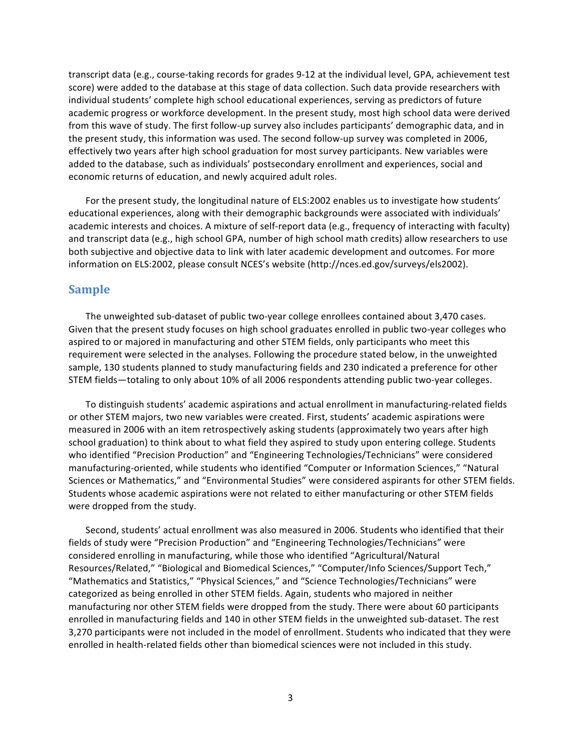transcript data (e.g., course-taking records for grades 9-12 at the individual level, GPA, achievement test score) were added to the database at this stage of data collection. Such data provide researchers with individual students' complete high school educational experiences, serving as predictors of future academic progress or workforce development. In the present study, most high school data were derived from this wave of study. The first follow-up survey also includes participants' demographic data, and in the present study, this information was used. The second follow-up survey was completed in 2006, effectively two years after high school graduation for most survey participants. New variables were added to the database, such as individuals' postsecondary enrollment and experiences, social and economic returns of education, and newly acquired adult roles.

For the present study, the longitudinal nature of ELS:2002 enables us to investigate how students' educational experiences, along with their demographic backgrounds were associated with individuals' academic interests and choices. A mixture of self-report data (e.g., frequency of interacting with faculty) and transcript data (e.g., high school GPA, number of high school math credits) allow researchers to use both subjective and objective data to link with later academic development and outcomes. For more information on ELS:2002, please consult NCES's website (http://nces.ed.gov/surveys/els2002).

## Sample

The unweighted sub-dataset of public two-year college enrollees contained about 3,470 cases. Given that the present study focuses on high school graduates enrolled in public two-year colleges who aspired to or majored in manufacturing and other STEM fields, only participants who meet this requirement were selected in the analyses. Following the procedure stated below, in the unweighted sample, 130 students planned to study manufacturing fields and 230 indicated a preference for other STEM fields—totaling to only about 10% of all 2006 respondents attending public two-year colleges.

To distinguish students' academic aspirations and actual enrollment in manufacturing-related fields or other STEM majors, two new variables were created. First, students' academic aspirations were measured in 2006 with an item retrospectively asking students (approximately two years after high school graduation) to think about to what field they aspired to study upon entering college. Students who identified "Precision Production" and "Engineering Technologies/Technicians" were considered manufacturing-oriented, while students who identified "Computer or Information Sciences," "Natural Sciences or Mathematics," and "Environmental Studies" were considered aspirants for other STEM fields. Students whose academic aspirations were not related to either manufacturing or other STEM fields were dropped from the study.

Second, students' actual enrollment was also measured in 2006. Students who identified that their fields of study were "Precision Production" and "Engineering Technologies/Technicians" were considered enrolling in manufacturing, while those who identified "Agricultural/Natural Resources/Related," "Biological and Biomedical Sciences," "Computer/Info Sciences/Support Tech," "Mathematics and Statistics," "Physical Sciences," and "Science Technologies/Technicians" were categorized as being enrolled in other STEM fields. Again, students who majored in neither manufacturing nor other STEM fields were dropped from the study. There were about 60 participants enrolled in manufacturing fields and 140 in other STEM fields in the unweighted sub-dataset. The rest 3,270 participants were not included in the model of enrollment. Students who indicated that they were enrolled in health-related fields other than biomedical sciences were not included in this study.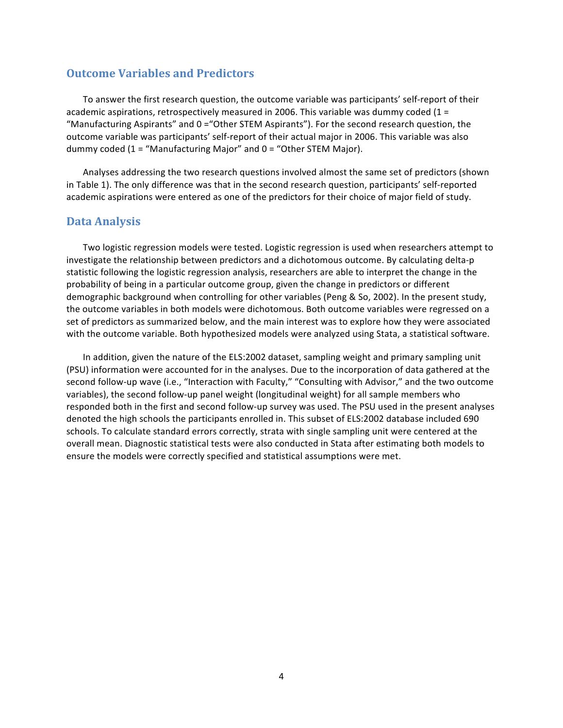## Outcome Variables and Predictors

To answer the first research question, the outcome variable was participants' self-report of their academic aspirations, retrospectively measured in 2006. This variable was dummy coded (1 = "Manufacturing Aspirants" and 0 ="Other STEM Aspirants"). For the second research question, the outcome variable was participants' self-report of their actual major in 2006. This variable was also dummy coded (1 = "Manufacturing Major" and 0 = "Other STEM Major).

Analyses addressing the two research questions involved almost the same set of predictors (shown in Table 1). The only difference was that in the second research question, participants' self-reported academic aspirations were entered as one of the predictors for their choice of major field of study.

## Data Analysis

Two logistic regression models were tested. Logistic regression is used when researchers attempt to investigate the relationship between predictors and a dichotomous outcome. By calculating delta-p statistic following the logistic regression analysis, researchers are able to interpret the change in the probability of being in a particular outcome group, given the change in predictors or different demographic background when controlling for other variables (Peng & So, 2002). In the present study, the outcome variables in both models were dichotomous. Both outcome variables were regressed on a set of predictors as summarized below, and the main interest was to explore how they were associated with the outcome variable. Both hypothesized models were analyzed using Stata, a statistical software.

In addition, given the nature of the ELS:2002 dataset, sampling weight and primary sampling unit (PSU) information were accounted for in the analyses. Due to the incorporation of data gathered at the second follow-up wave (i.e., "Interaction with Faculty," "Consulting with Advisor," and the two outcome variables), the second follow-up panel weight (longitudinal weight) for all sample members who responded both in the first and second follow-up survey was used. The PSU used in the present analyses denoted the high schools the participants enrolled in. This subset of ELS:2002 database included 690 schools. To calculate standard errors correctly, strata with single sampling unit were centered at the overall mean. Diagnostic statistical tests were also conducted in Stata after estimating both models to ensure the models were correctly specified and statistical assumptions were met.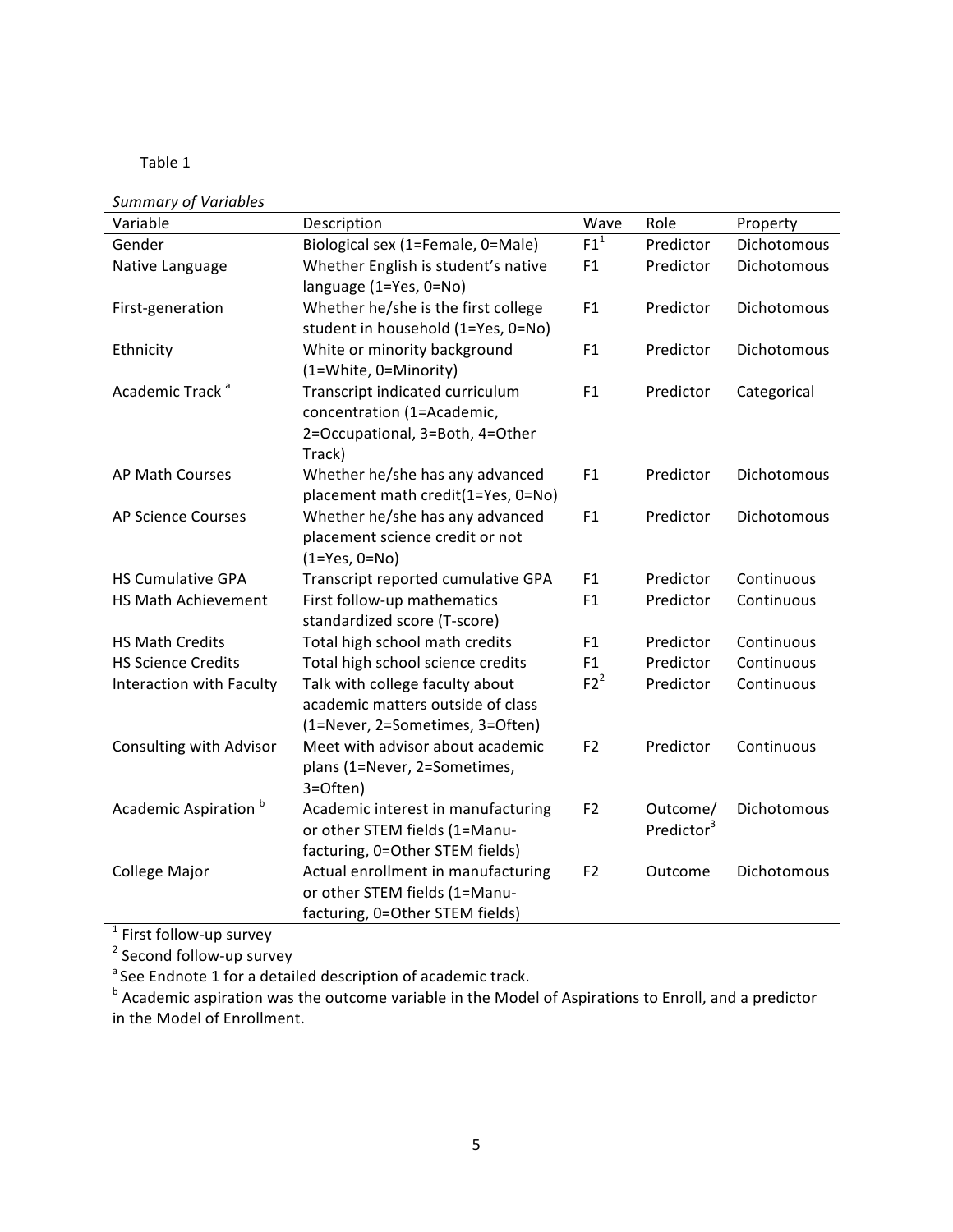Table 1

*Summary of Variables*

| Variable | Description | Wave | Role | Property |
|---|---|---|---|---|
| Gender | Biological sex (1=Female, 0=Male) | F1[1] | Predictor | Dichotomous |
| Native Language | Whether English is student's native language (1=Yes, 0=No) | F1 | Predictor | Dichotomous |
| First-generation | Whether he/she is the first college student in household (1=Yes, 0=No) | F1 | Predictor | Dichotomous |
| Ethnicity | White or minority background (1=White, 0=Minority) | F1 | Predictor | Dichotomous |
| Academic Track [a] | Transcript indicated curriculum concentration (1=Academic, 2=Occupational, 3=Both, 4=Other Track) | F1 | Predictor | Categorical |
| AP Math Courses | Whether he/she has any advanced placement math credit(1=Yes, 0=No) | F1 | Predictor | Dichotomous |
| AP Science Courses | Whether he/she has any advanced placement science credit or not (1=Yes, 0=No) | F1 | Predictor | Dichotomous |
| HS Cumulative GPA | Transcript reported cumulative GPA | F1 | Predictor | Continuous |
| HS Math Achievement | First follow-up mathematics standardized score (T-score) | F1 | Predictor | Continuous |
| HS Math Credits | Total high school math credits | F1 | Predictor | Continuous |
| HS Science Credits | Total high school science credits | F1 | Predictor | Continuous |
| Interaction with Faculty | Talk with college faculty about academic matters outside of class (1=Never, 2=Sometimes, 3=Often) | F2[2] | Predictor | Continuous |
| Consulting with Advisor | Meet with advisor about academic plans (1=Never, 2=Sometimes, 3=Often) | F2 | Predictor | Continuous |
| Academic Aspiration [b] | Academic interest in manufacturing or other STEM fields (1=Manufacturing, 0=Other STEM fields) | F2 | Outcome/ Predictor[3] | Dichotomous |
| College Major | Actual enrollment in manufacturing or other STEM fields (1=Manufacturing, 0=Other STEM fields) | F2 | Outcome | Dichotomous |

[1] First follow-up survey

[2] Second follow-up survey

[a] See Endnote 1 for a detailed description of academic track.

[b] Academic aspiration was the outcome variable in the Model of Aspirations to Enroll, and a predictor in the Model of Enrollment.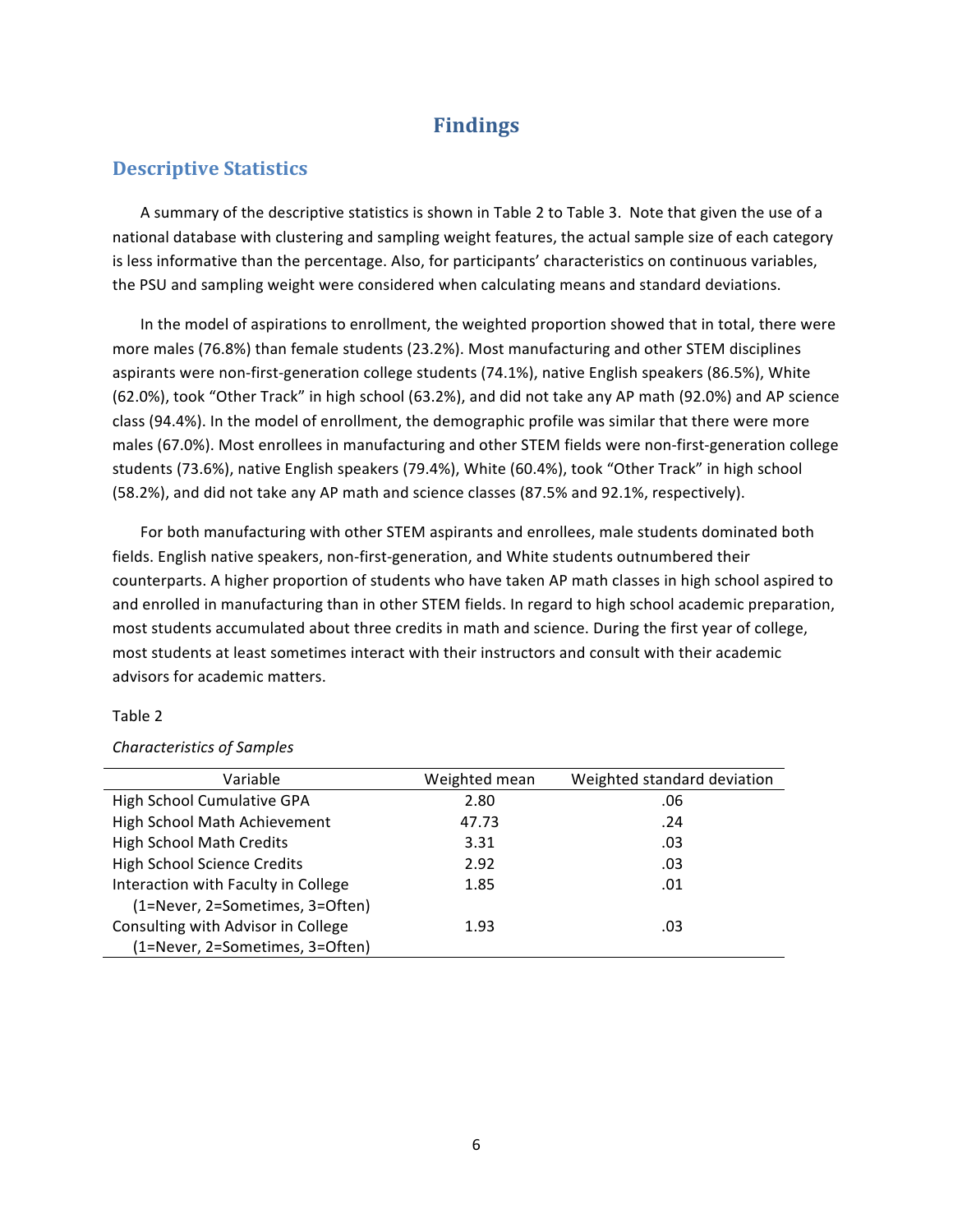# Findings

## Descriptive Statistics

A summary of the descriptive statistics is shown in Table 2 to Table 3. Note that given the use of a national database with clustering and sampling weight features, the actual sample size of each category is less informative than the percentage. Also, for participants' characteristics on continuous variables, the PSU and sampling weight were considered when calculating means and standard deviations.

In the model of aspirations to enrollment, the weighted proportion showed that in total, there were more males (76.8%) than female students (23.2%). Most manufacturing and other STEM disciplines aspirants were non-first-generation college students (74.1%), native English speakers (86.5%), White (62.0%), took "Other Track" in high school (63.2%), and did not take any AP math (92.0%) and AP science class (94.4%). In the model of enrollment, the demographic profile was similar that there were more males (67.0%). Most enrollees in manufacturing and other STEM fields were non-first-generation college students (73.6%), native English speakers (79.4%), White (60.4%), took "Other Track" in high school (58.2%), and did not take any AP math and science classes (87.5% and 92.1%, respectively).

For both manufacturing with other STEM aspirants and enrollees, male students dominated both fields. English native speakers, non-first-generation, and White students outnumbered their counterparts. A higher proportion of students who have taken AP math classes in high school aspired to and enrolled in manufacturing than in other STEM fields. In regard to high school academic preparation, most students accumulated about three credits in math and science. During the first year of college, most students at least sometimes interact with their instructors and consult with their academic advisors for academic matters.

Table 2

*Characteristics of Samples*

| Variable | Weighted mean | Weighted standard deviation |
| --- | --- | --- |
| High School Cumulative GPA | 2.80 | .06 |
| High School Math Achievement | 47.73 | .24 |
| High School Math Credits | 3.31 | .03 |
| High School Science Credits | 2.92 | .03 |
| Interaction with Faculty in College (1=Never, 2=Sometimes, 3=Often) | 1.85 | .01 |
| Consulting with Advisor in College (1=Never, 2=Sometimes, 3=Often) | 1.93 | .03 |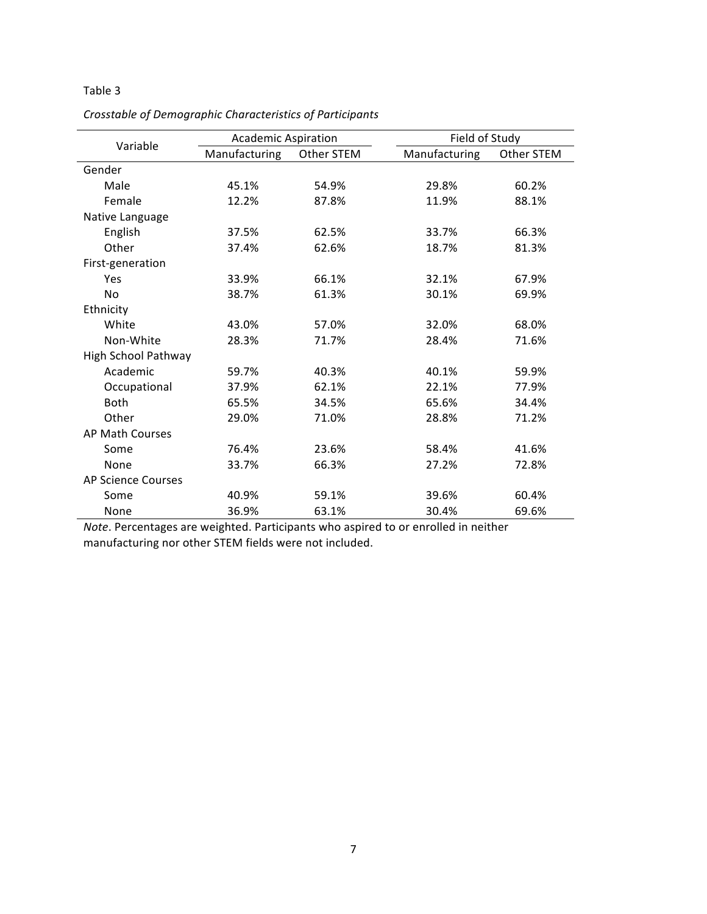Table 3

*Crosstable of Demographic Characteristics of Participants*

| Variable | Academic Aspiration | | Field of Study | |
|---|---|---|---|---|
| | Manufacturing | Other STEM | Manufacturing | Other STEM |
| Gender | | | | |
| Male | 45.1% | 54.9% | 29.8% | 60.2% |
| Female | 12.2% | 87.8% | 11.9% | 88.1% |
| Native Language | | | | |
| English | 37.5% | 62.5% | 33.7% | 66.3% |
| Other | 37.4% | 62.6% | 18.7% | 81.3% |
| First-generation | | | | |
| Yes | 33.9% | 66.1% | 32.1% | 67.9% |
| No | 38.7% | 61.3% | 30.1% | 69.9% |
| Ethnicity | | | | |
| White | 43.0% | 57.0% | 32.0% | 68.0% |
| Non-White | 28.3% | 71.7% | 28.4% | 71.6% |
| High School Pathway | | | | |
| Academic | 59.7% | 40.3% | 40.1% | 59.9% |
| Occupational | 37.9% | 62.1% | 22.1% | 77.9% |
| Both | 65.5% | 34.5% | 65.6% | 34.4% |
| Other | 29.0% | 71.0% | 28.8% | 71.2% |
| AP Math Courses | | | | |
| Some | 76.4% | 23.6% | 58.4% | 41.6% |
| None | 33.7% | 66.3% | 27.2% | 72.8% |
| AP Science Courses | | | | |
| Some | 40.9% | 59.1% | 39.6% | 60.4% |
| None | 36.9% | 63.1% | 30.4% | 69.6% |

*Note*. Percentages are weighted. Participants who aspired to or enrolled in neither manufacturing nor other STEM fields were not included.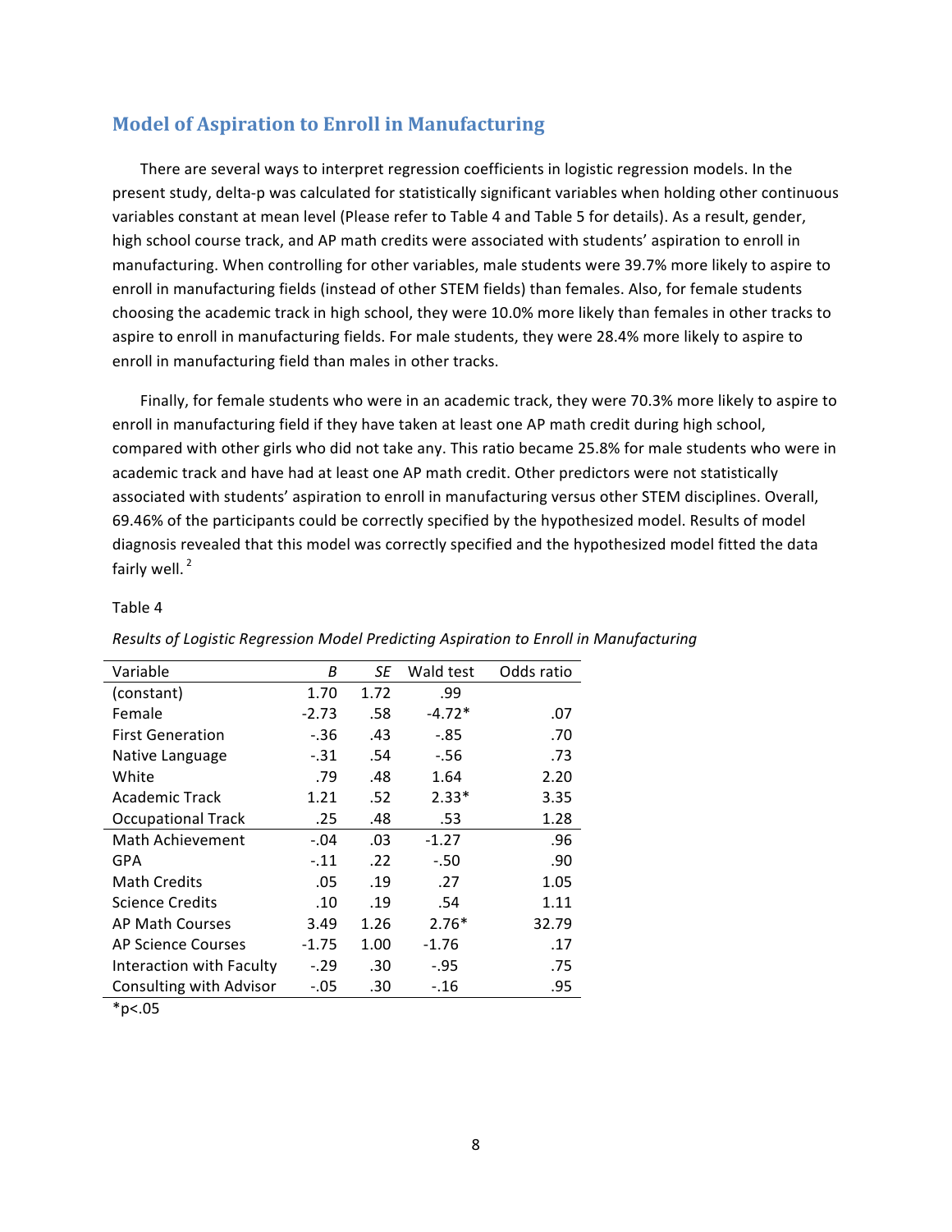## Model of Aspiration to Enroll in Manufacturing

There are several ways to interpret regression coefficients in logistic regression models. In the present study, delta-p was calculated for statistically significant variables when holding other continuous variables constant at mean level (Please refer to Table 4 and Table 5 for details). As a result, gender, high school course track, and AP math credits were associated with students' aspiration to enroll in manufacturing. When controlling for other variables, male students were 39.7% more likely to aspire to enroll in manufacturing fields (instead of other STEM fields) than females. Also, for female students choosing the academic track in high school, they were 10.0% more likely than females in other tracks to aspire to enroll in manufacturing fields. For male students, they were 28.4% more likely to aspire to enroll in manufacturing field than males in other tracks.

Finally, for female students who were in an academic track, they were 70.3% more likely to aspire to enroll in manufacturing field if they have taken at least one AP math credit during high school, compared with other girls who did not take any. This ratio became 25.8% for male students who were in academic track and have had at least one AP math credit. Other predictors were not statistically associated with students' aspiration to enroll in manufacturing versus other STEM disciplines. Overall, 69.46% of the participants could be correctly specified by the hypothesized model. Results of model diagnosis revealed that this model was correctly specified and the hypothesized model fitted the data fairly well. [2]

Table 4

*Results of Logistic Regression Model Predicting Aspiration to Enroll in Manufacturing*

| Variable | *B* | *SE* | Wald test | Odds ratio |
|---|---|---|---|---|
| (constant) | 1.70 | 1.72 | .99 | |
| Female | -2.73 | .58 | -4.72* | .07 |
| First Generation | -.36 | .43 | -.85 | .70 |
| Native Language | -.31 | .54 | -.56 | .73 |
| White | .79 | .48 | 1.64 | 2.20 |
| Academic Track | 1.21 | .52 | 2.33* | 3.35 |
| Occupational Track | .25 | .48 | .53 | 1.28 |
| Math Achievement | -.04 | .03 | -1.27 | .96 |
| GPA | -.11 | .22 | -.50 | .90 |
| Math Credits | .05 | .19 | .27 | 1.05 |
| Science Credits | .10 | .19 | .54 | 1.11 |
| AP Math Courses | 3.49 | 1.26 | 2.76* | 32.79 |
| AP Science Courses | -1.75 | 1.00 | -1.76 | .17 |
| Interaction with Faculty | -.29 | .30 | -.95 | .75 |
| Consulting with Advisor | -.05 | .30 | -.16 | .95 |

*p<.05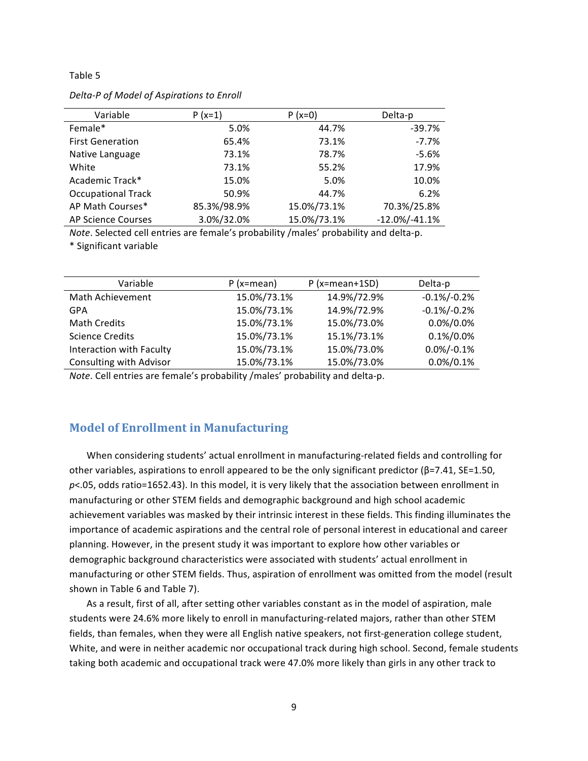Table 5

*Delta-P of Model of Aspirations to Enroll*

| Variable | P (x=1) | P (x=0) | Delta-p |
|---|---|---|---|
| Female* | 5.0% | 44.7% | -39.7% |
| First Generation | 65.4% | 73.1% | -7.7% |
| Native Language | 73.1% | 78.7% | -5.6% |
| White | 73.1% | 55.2% | 17.9% |
| Academic Track* | 15.0% | 5.0% | 10.0% |
| Occupational Track | 50.9% | 44.7% | 6.2% |
| AP Math Courses* | 85.3%/98.9% | 15.0%/73.1% | 70.3%/25.8% |
| AP Science Courses | 3.0%/32.0% | 15.0%/73.1% | -12.0%/-41.1% |

*Note*. Selected cell entries are female's probability /males' probability and delta-p.
* Significant variable

| Variable | P (x=mean) | P (x=mean+1SD) | Delta-p |
|---|---|---|---|
| Math Achievement | 15.0%/73.1% | 14.9%/72.9% | -0.1%/-0.2% |
| GPA | 15.0%/73.1% | 14.9%/72.9% | -0.1%/-0.2% |
| Math Credits | 15.0%/73.1% | 15.0%/73.0% | 0.0%/0.0% |
| Science Credits | 15.0%/73.1% | 15.1%/73.1% | 0.1%/0.0% |
| Interaction with Faculty | 15.0%/73.1% | 15.0%/73.0% | 0.0%/-0.1% |
| Consulting with Advisor | 15.0%/73.1% | 15.0%/73.0% | 0.0%/0.1% |

*Note*. Cell entries are female's probability /males' probability and delta-p.

## Model of Enrollment in Manufacturing

When considering students' actual enrollment in manufacturing-related fields and controlling for other variables, aspirations to enroll appeared to be the only significant predictor (β=7.41, SE=1.50, $p<.05$, odds ratio=1652.43). In this model, it is very likely that the association between enrollment in manufacturing or other STEM fields and demographic background and high school academic achievement variables was masked by their intrinsic interest in these fields. This finding illuminates the importance of academic aspirations and the central role of personal interest in educational and career planning. However, in the present study it was important to explore how other variables or demographic background characteristics were associated with students' actual enrollment in manufacturing or other STEM fields. Thus, aspiration of enrollment was omitted from the model (result shown in Table 6 and Table 7).

As a result, first of all, after setting other variables constant as in the model of aspiration, male students were 24.6% more likely to enroll in manufacturing-related majors, rather than other STEM fields, than females, when they were all English native speakers, not first-generation college student, White, and were in neither academic nor occupational track during high school. Second, female students taking both academic and occupational track were 47.0% more likely than girls in any other track to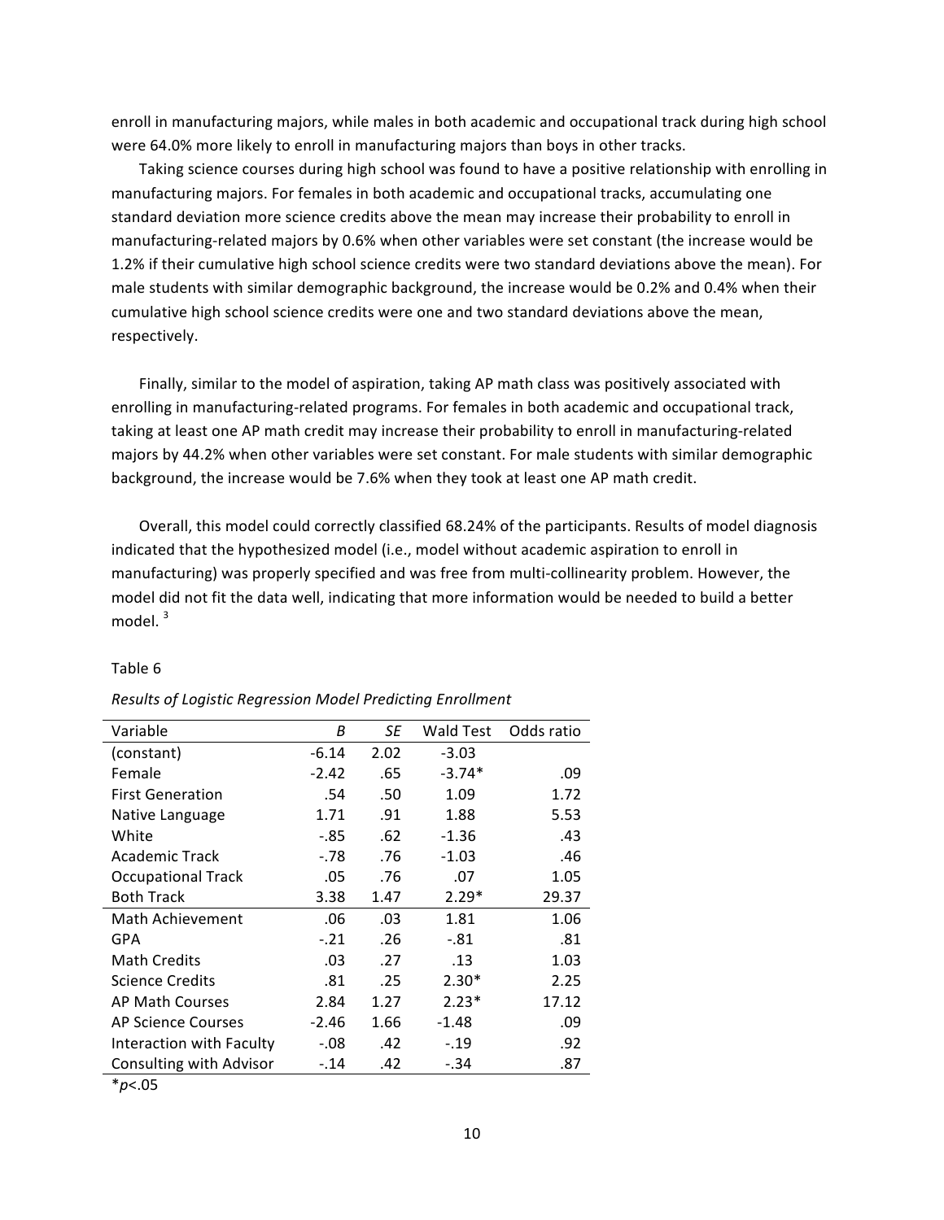enroll in manufacturing majors, while males in both academic and occupational track during high school were 64.0% more likely to enroll in manufacturing majors than boys in other tracks.

Taking science courses during high school was found to have a positive relationship with enrolling in manufacturing majors. For females in both academic and occupational tracks, accumulating one standard deviation more science credits above the mean may increase their probability to enroll in manufacturing-related majors by 0.6% when other variables were set constant (the increase would be 1.2% if their cumulative high school science credits were two standard deviations above the mean). For male students with similar demographic background, the increase would be 0.2% and 0.4% when their cumulative high school science credits were one and two standard deviations above the mean, respectively.

Finally, similar to the model of aspiration, taking AP math class was positively associated with enrolling in manufacturing-related programs. For females in both academic and occupational track, taking at least one AP math credit may increase their probability to enroll in manufacturing-related majors by 44.2% when other variables were set constant. For male students with similar demographic background, the increase would be 7.6% when they took at least one AP math credit.

Overall, this model could correctly classified 68.24% of the participants. Results of model diagnosis indicated that the hypothesized model (i.e., model without academic aspiration to enroll in manufacturing) was properly specified and was free from multi-collinearity problem. However, the model did not fit the data well, indicating that more information would be needed to build a better model. [3]

Table 6

*Results of Logistic Regression Model Predicting Enrollment*

| Variable | *B* | *SE* | Wald Test | Odds ratio |
|---|---|---|---|---|
| (constant) | -6.14 | 2.02 | -3.03 | |
| Female | -2.42 | .65 | -3.74* | .09 |
| First Generation | .54 | .50 | 1.09 | 1.72 |
| Native Language | 1.71 | .91 | 1.88 | 5.53 |
| White | -.85 | .62 | -1.36 | .43 |
| Academic Track | -.78 | .76 | -1.03 | .46 |
| Occupational Track | .05 | .76 | .07 | 1.05 |
| Both Track | 3.38 | 1.47 | 2.29* | 29.37 |
| Math Achievement | .06 | .03 | 1.81 | 1.06 |
| GPA | -.21 | .26 | -.81 | .81 |
| Math Credits | .03 | .27 | .13 | 1.03 |
| Science Credits | .81 | .25 | 2.30* | 2.25 |
| AP Math Courses | 2.84 | 1.27 | 2.23* | 17.12 |
| AP Science Courses | -2.46 | 1.66 | -1.48 | .09 |
| Interaction with Faculty | -.08 | .42 | -.19 | .92 |
| Consulting with Advisor | -.14 | .42 | -.34 | .87 |

*$p < .05$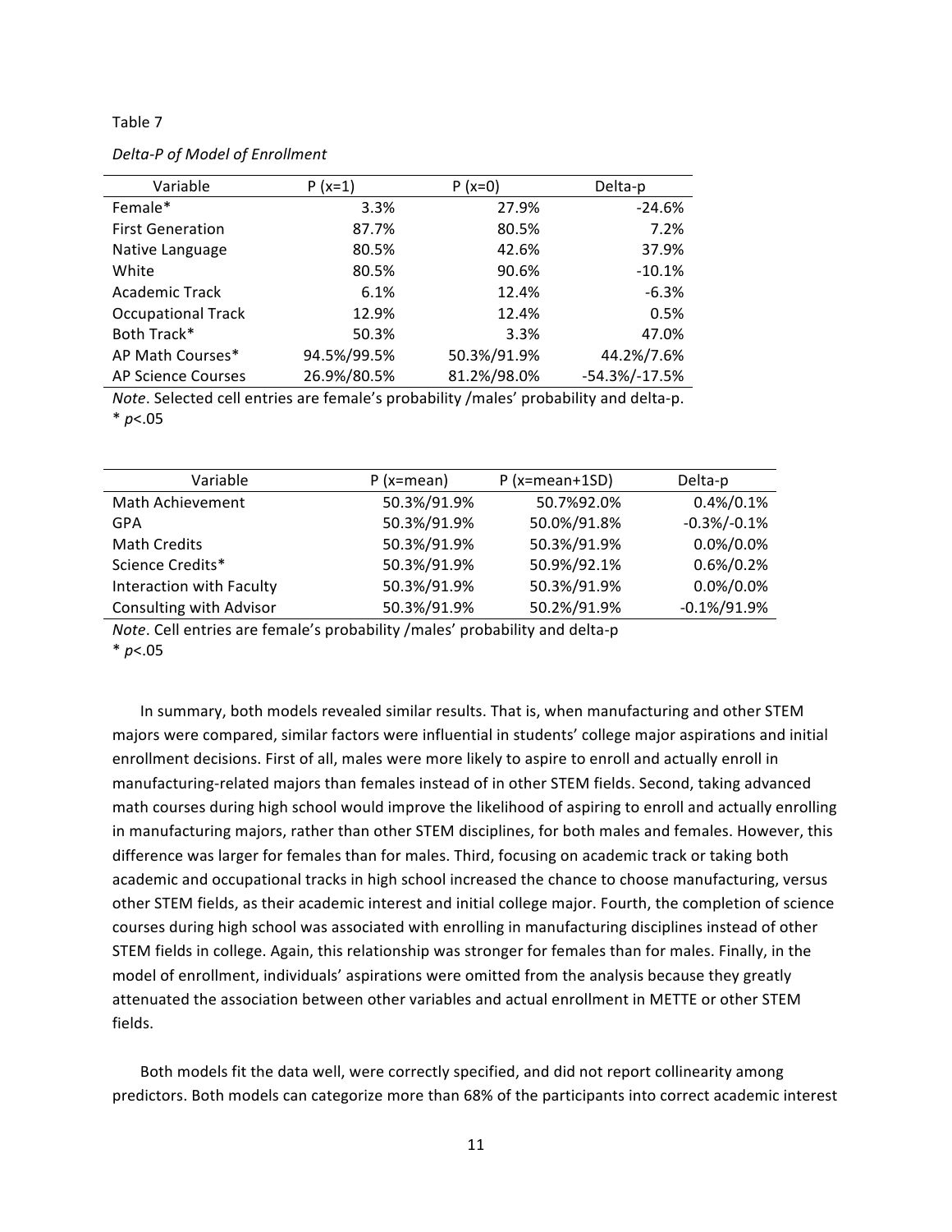Table 7

*Delta-P of Model of Enrollment*

| Variable | P (x=1) | P (x=0) | Delta-p |
|---|---|---|---|
| Female* | 3.3% | 27.9% | -24.6% |
| First Generation | 87.7% | 80.5% | 7.2% |
| Native Language | 80.5% | 42.6% | 37.9% |
| White | 80.5% | 90.6% | -10.1% |
| Academic Track | 6.1% | 12.4% | -6.3% |
| Occupational Track | 12.9% | 12.4% | 0.5% |
| Both Track* | 50.3% | 3.3% | 47.0% |
| AP Math Courses* | 94.5%/99.5% | 50.3%/91.9% | 44.2%/7.6% |
| AP Science Courses | 26.9%/80.5% | 81.2%/98.0% | -54.3%/-17.5% |

*Note*. Selected cell entries are female's probability /males' probability and delta-p.
* $p$<.05

| Variable | P (x=mean) | P (x=mean+1SD) | Delta-p |
|---|---|---|---|
| Math Achievement | 50.3%/91.9% | 50.7%92.0% | 0.4%/0.1% |
| GPA | 50.3%/91.9% | 50.0%/91.8% | -0.3%/-0.1% |
| Math Credits | 50.3%/91.9% | 50.3%/91.9% | 0.0%/0.0% |
| Science Credits* | 50.3%/91.9% | 50.9%/92.1% | 0.6%/0.2% |
| Interaction with Faculty | 50.3%/91.9% | 50.3%/91.9% | 0.0%/0.0% |
| Consulting with Advisor | 50.3%/91.9% | 50.2%/91.9% | -0.1%/91.9% |

*Note*. Cell entries are female's probability /males' probability and delta-p
* $p$<.05

In summary, both models revealed similar results. That is, when manufacturing and other STEM majors were compared, similar factors were influential in students' college major aspirations and initial enrollment decisions. First of all, males were more likely to aspire to enroll and actually enroll in manufacturing-related majors than females instead of in other STEM fields. Second, taking advanced math courses during high school would improve the likelihood of aspiring to enroll and actually enrolling in manufacturing majors, rather than other STEM disciplines, for both males and females. However, this difference was larger for females than for males. Third, focusing on academic track or taking both academic and occupational tracks in high school increased the chance to choose manufacturing, versus other STEM fields, as their academic interest and initial college major. Fourth, the completion of science courses during high school was associated with enrolling in manufacturing disciplines instead of other STEM fields in college. Again, this relationship was stronger for females than for males. Finally, in the model of enrollment, individuals' aspirations were omitted from the analysis because they greatly attenuated the association between other variables and actual enrollment in METTE or other STEM fields.

Both models fit the data well, were correctly specified, and did not report collinearity among predictors. Both models can categorize more than 68% of the participants into correct academic interest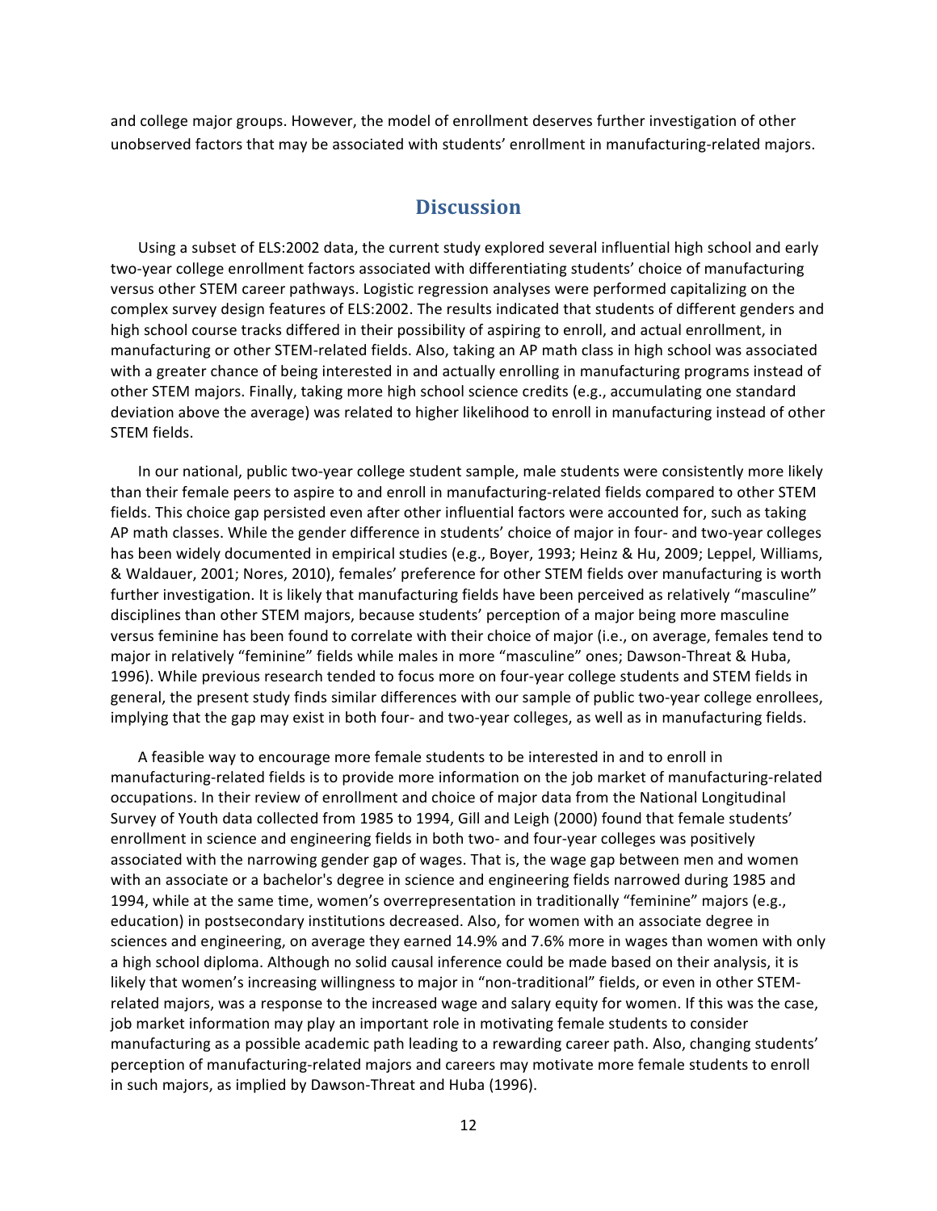and college major groups. However, the model of enrollment deserves further investigation of other unobserved factors that may be associated with students' enrollment in manufacturing-related majors.

## Discussion

Using a subset of ELS:2002 data, the current study explored several influential high school and early two-year college enrollment factors associated with differentiating students' choice of manufacturing versus other STEM career pathways. Logistic regression analyses were performed capitalizing on the complex survey design features of ELS:2002. The results indicated that students of different genders and high school course tracks differed in their possibility of aspiring to enroll, and actual enrollment, in manufacturing or other STEM-related fields. Also, taking an AP math class in high school was associated with a greater chance of being interested in and actually enrolling in manufacturing programs instead of other STEM majors. Finally, taking more high school science credits (e.g., accumulating one standard deviation above the average) was related to higher likelihood to enroll in manufacturing instead of other STEM fields.

In our national, public two-year college student sample, male students were consistently more likely than their female peers to aspire to and enroll in manufacturing-related fields compared to other STEM fields. This choice gap persisted even after other influential factors were accounted for, such as taking AP math classes. While the gender difference in students' choice of major in four- and two-year colleges has been widely documented in empirical studies (e.g., Boyer, 1993; Heinz & Hu, 2009; Leppel, Williams, & Waldauer, 2001; Nores, 2010), females' preference for other STEM fields over manufacturing is worth further investigation. It is likely that manufacturing fields have been perceived as relatively "masculine" disciplines than other STEM majors, because students' perception of a major being more masculine versus feminine has been found to correlate with their choice of major (i.e., on average, females tend to major in relatively "feminine" fields while males in more "masculine" ones; Dawson-Threat & Huba, 1996). While previous research tended to focus more on four-year college students and STEM fields in general, the present study finds similar differences with our sample of public two-year college enrollees, implying that the gap may exist in both four- and two-year colleges, as well as in manufacturing fields.

A feasible way to encourage more female students to be interested in and to enroll in manufacturing-related fields is to provide more information on the job market of manufacturing-related occupations. In their review of enrollment and choice of major data from the National Longitudinal Survey of Youth data collected from 1985 to 1994, Gill and Leigh (2000) found that female students' enrollment in science and engineering fields in both two- and four-year colleges was positively associated with the narrowing gender gap of wages. That is, the wage gap between men and women with an associate or a bachelor's degree in science and engineering fields narrowed during 1985 and 1994, while at the same time, women's overrepresentation in traditionally "feminine" majors (e.g., education) in postsecondary institutions decreased. Also, for women with an associate degree in sciences and engineering, on average they earned 14.9% and 7.6% more in wages than women with only a high school diploma. Although no solid causal inference could be made based on their analysis, it is likely that women's increasing willingness to major in "non-traditional" fields, or even in other STEM-related majors, was a response to the increased wage and salary equity for women. If this was the case, job market information may play an important role in motivating female students to consider manufacturing as a possible academic path leading to a rewarding career path. Also, changing students' perception of manufacturing-related majors and careers may motivate more female students to enroll in such majors, as implied by Dawson-Threat and Huba (1996).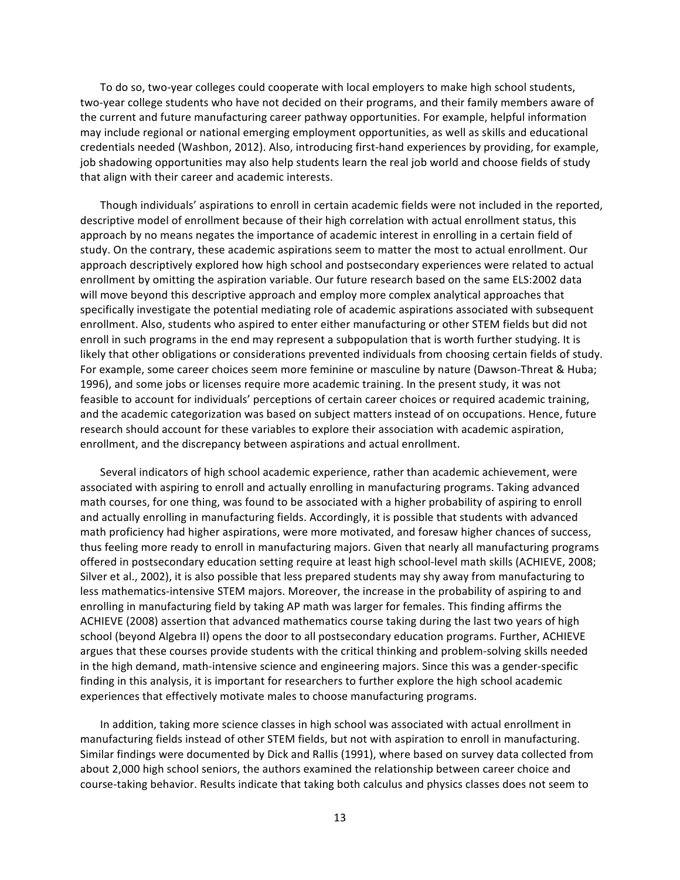To do so, two-year colleges could cooperate with local employers to make high school students, two-year college students who have not decided on their programs, and their family members aware of the current and future manufacturing career pathway opportunities. For example, helpful information may include regional or national emerging employment opportunities, as well as skills and educational credentials needed (Washbon, 2012). Also, introducing first-hand experiences by providing, for example, job shadowing opportunities may also help students learn the real job world and choose fields of study that align with their career and academic interests.

Though individuals' aspirations to enroll in certain academic fields were not included in the reported, descriptive model of enrollment because of their high correlation with actual enrollment status, this approach by no means negates the importance of academic interest in enrolling in a certain field of study. On the contrary, these academic aspirations seem to matter the most to actual enrollment. Our approach descriptively explored how high school and postsecondary experiences were related to actual enrollment by omitting the aspiration variable. Our future research based on the same ELS:2002 data will move beyond this descriptive approach and employ more complex analytical approaches that specifically investigate the potential mediating role of academic aspirations associated with subsequent enrollment. Also, students who aspired to enter either manufacturing or other STEM fields but did not enroll in such programs in the end may represent a subpopulation that is worth further studying. It is likely that other obligations or considerations prevented individuals from choosing certain fields of study. For example, some career choices seem more feminine or masculine by nature (Dawson-Threat & Huba; 1996), and some jobs or licenses require more academic training. In the present study, it was not feasible to account for individuals' perceptions of certain career choices or required academic training, and the academic categorization was based on subject matters instead of on occupations. Hence, future research should account for these variables to explore their association with academic aspiration, enrollment, and the discrepancy between aspirations and actual enrollment.

Several indicators of high school academic experience, rather than academic achievement, were associated with aspiring to enroll and actually enrolling in manufacturing programs. Taking advanced math courses, for one thing, was found to be associated with a higher probability of aspiring to enroll and actually enrolling in manufacturing fields. Accordingly, it is possible that students with advanced math proficiency had higher aspirations, were more motivated, and foresaw higher chances of success, thus feeling more ready to enroll in manufacturing majors. Given that nearly all manufacturing programs offered in postsecondary education setting require at least high school-level math skills (ACHIEVE, 2008; Silver et al., 2002), it is also possible that less prepared students may shy away from manufacturing to less mathematics-intensive STEM majors. Moreover, the increase in the probability of aspiring to and enrolling in manufacturing field by taking AP math was larger for females. This finding affirms the ACHIEVE (2008) assertion that advanced mathematics course taking during the last two years of high school (beyond Algebra II) opens the door to all postsecondary education programs. Further, ACHIEVE argues that these courses provide students with the critical thinking and problem-solving skills needed in the high demand, math-intensive science and engineering majors. Since this was a gender-specific finding in this analysis, it is important for researchers to further explore the high school academic experiences that effectively motivate males to choose manufacturing programs.

In addition, taking more science classes in high school was associated with actual enrollment in manufacturing fields instead of other STEM fields, but not with aspiration to enroll in manufacturing. Similar findings were documented by Dick and Rallis (1991), where based on survey data collected from about 2,000 high school seniors, the authors examined the relationship between career choice and course-taking behavior. Results indicate that taking both calculus and physics classes does not seem to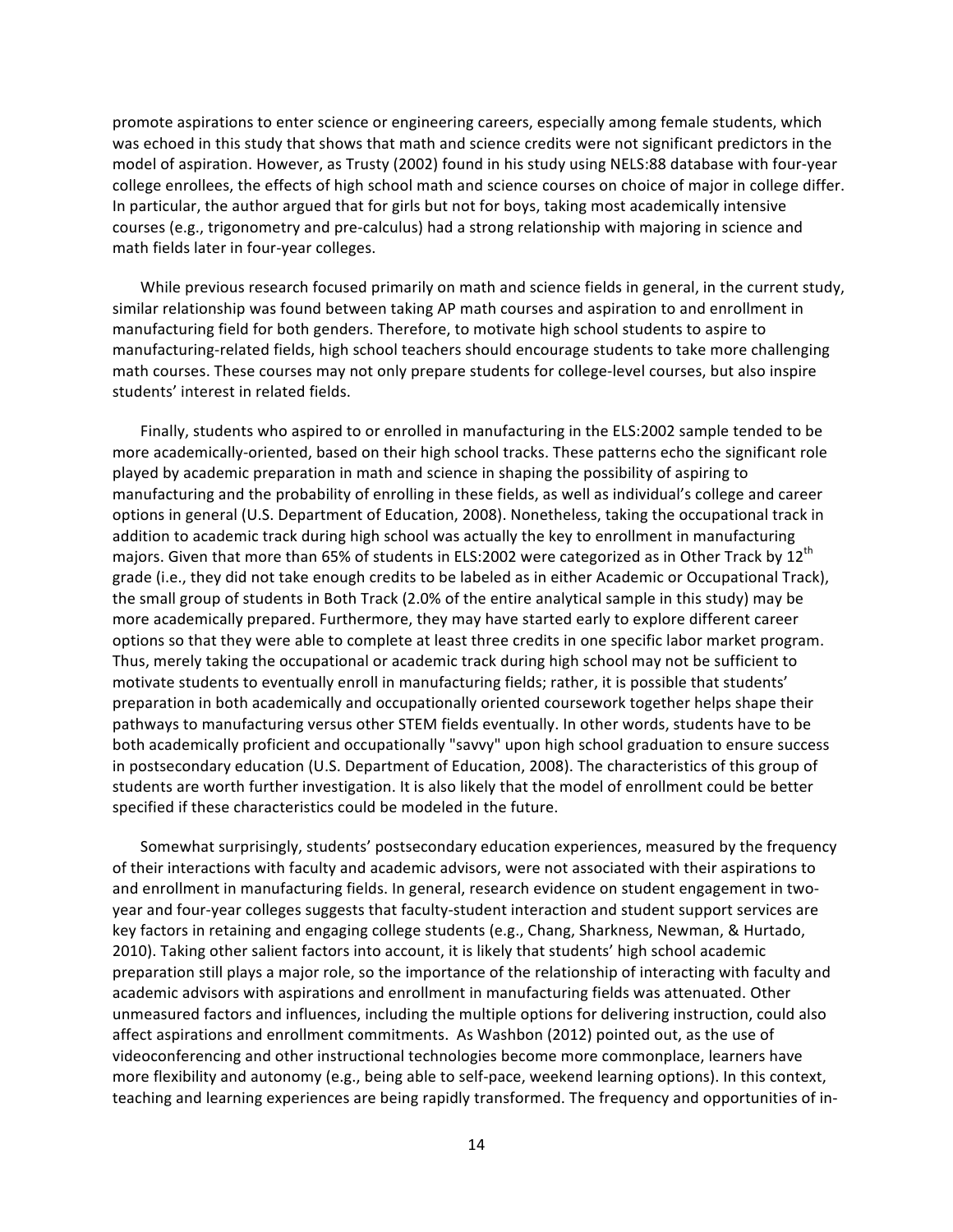promote aspirations to enter science or engineering careers, especially among female students, which was echoed in this study that shows that math and science credits were not significant predictors in the model of aspiration. However, as Trusty (2002) found in his study using NELS:88 database with four-year college enrollees, the effects of high school math and science courses on choice of major in college differ. In particular, the author argued that for girls but not for boys, taking most academically intensive courses (e.g., trigonometry and pre-calculus) had a strong relationship with majoring in science and math fields later in four-year colleges.

While previous research focused primarily on math and science fields in general, in the current study, similar relationship was found between taking AP math courses and aspiration to and enrollment in manufacturing field for both genders. Therefore, to motivate high school students to aspire to manufacturing-related fields, high school teachers should encourage students to take more challenging math courses. These courses may not only prepare students for college-level courses, but also inspire students' interest in related fields.

Finally, students who aspired to or enrolled in manufacturing in the ELS:2002 sample tended to be more academically-oriented, based on their high school tracks. These patterns echo the significant role played by academic preparation in math and science in shaping the possibility of aspiring to manufacturing and the probability of enrolling in these fields, as well as individual's college and career options in general (U.S. Department of Education, 2008). Nonetheless, taking the occupational track in addition to academic track during high school was actually the key to enrollment in manufacturing majors. Given that more than 65% of students in ELS:2002 were categorized as in Other Track by 12th grade (i.e., they did not take enough credits to be labeled as in either Academic or Occupational Track), the small group of students in Both Track (2.0% of the entire analytical sample in this study) may be more academically prepared. Furthermore, they may have started early to explore different career options so that they were able to complete at least three credits in one specific labor market program. Thus, merely taking the occupational or academic track during high school may not be sufficient to motivate students to eventually enroll in manufacturing fields; rather, it is possible that students' preparation in both academically and occupationally oriented coursework together helps shape their pathways to manufacturing versus other STEM fields eventually. In other words, students have to be both academically proficient and occupationally "savvy" upon high school graduation to ensure success in postsecondary education (U.S. Department of Education, 2008). The characteristics of this group of students are worth further investigation. It is also likely that the model of enrollment could be better specified if these characteristics could be modeled in the future.

Somewhat surprisingly, students' postsecondary education experiences, measured by the frequency of their interactions with faculty and academic advisors, were not associated with their aspirations to and enrollment in manufacturing fields. In general, research evidence on student engagement in two-year and four-year colleges suggests that faculty-student interaction and student support services are key factors in retaining and engaging college students (e.g., Chang, Sharkness, Newman, & Hurtado, 2010). Taking other salient factors into account, it is likely that students' high school academic preparation still plays a major role, so the importance of the relationship of interacting with faculty and academic advisors with aspirations and enrollment in manufacturing fields was attenuated. Other unmeasured factors and influences, including the multiple options for delivering instruction, could also affect aspirations and enrollment commitments. As Washbon (2012) pointed out, as the use of videoconferencing and other instructional technologies become more commonplace, learners have more flexibility and autonomy (e.g., being able to self-pace, weekend learning options). In this context, teaching and learning experiences are being rapidly transformed. The frequency and opportunities of in-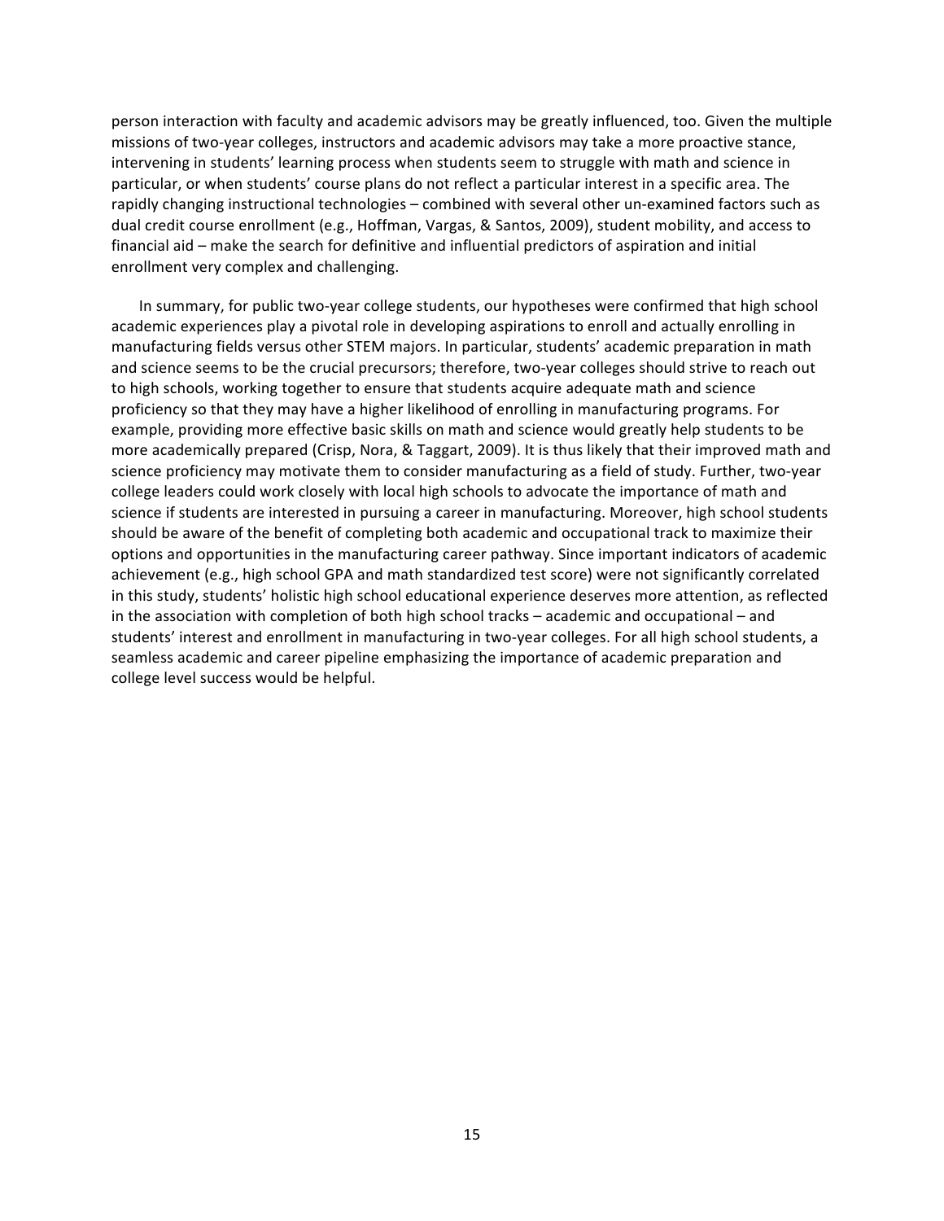person interaction with faculty and academic advisors may be greatly influenced, too. Given the multiple missions of two-year colleges, instructors and academic advisors may take a more proactive stance, intervening in students' learning process when students seem to struggle with math and science in particular, or when students' course plans do not reflect a particular interest in a specific area. The rapidly changing instructional technologies – combined with several other un-examined factors such as dual credit course enrollment (e.g., Hoffman, Vargas, & Santos, 2009), student mobility, and access to financial aid – make the search for definitive and influential predictors of aspiration and initial enrollment very complex and challenging.

In summary, for public two-year college students, our hypotheses were confirmed that high school academic experiences play a pivotal role in developing aspirations to enroll and actually enrolling in manufacturing fields versus other STEM majors. In particular, students' academic preparation in math and science seems to be the crucial precursors; therefore, two-year colleges should strive to reach out to high schools, working together to ensure that students acquire adequate math and science proficiency so that they may have a higher likelihood of enrolling in manufacturing programs. For example, providing more effective basic skills on math and science would greatly help students to be more academically prepared (Crisp, Nora, & Taggart, 2009). It is thus likely that their improved math and science proficiency may motivate them to consider manufacturing as a field of study. Further, two-year college leaders could work closely with local high schools to advocate the importance of math and science if students are interested in pursuing a career in manufacturing. Moreover, high school students should be aware of the benefit of completing both academic and occupational track to maximize their options and opportunities in the manufacturing career pathway. Since important indicators of academic achievement (e.g., high school GPA and math standardized test score) were not significantly correlated in this study, students' holistic high school educational experience deserves more attention, as reflected in the association with completion of both high school tracks – academic and occupational – and students' interest and enrollment in manufacturing in two-year colleges. For all high school students, a seamless academic and career pipeline emphasizing the importance of academic preparation and college level success would be helpful.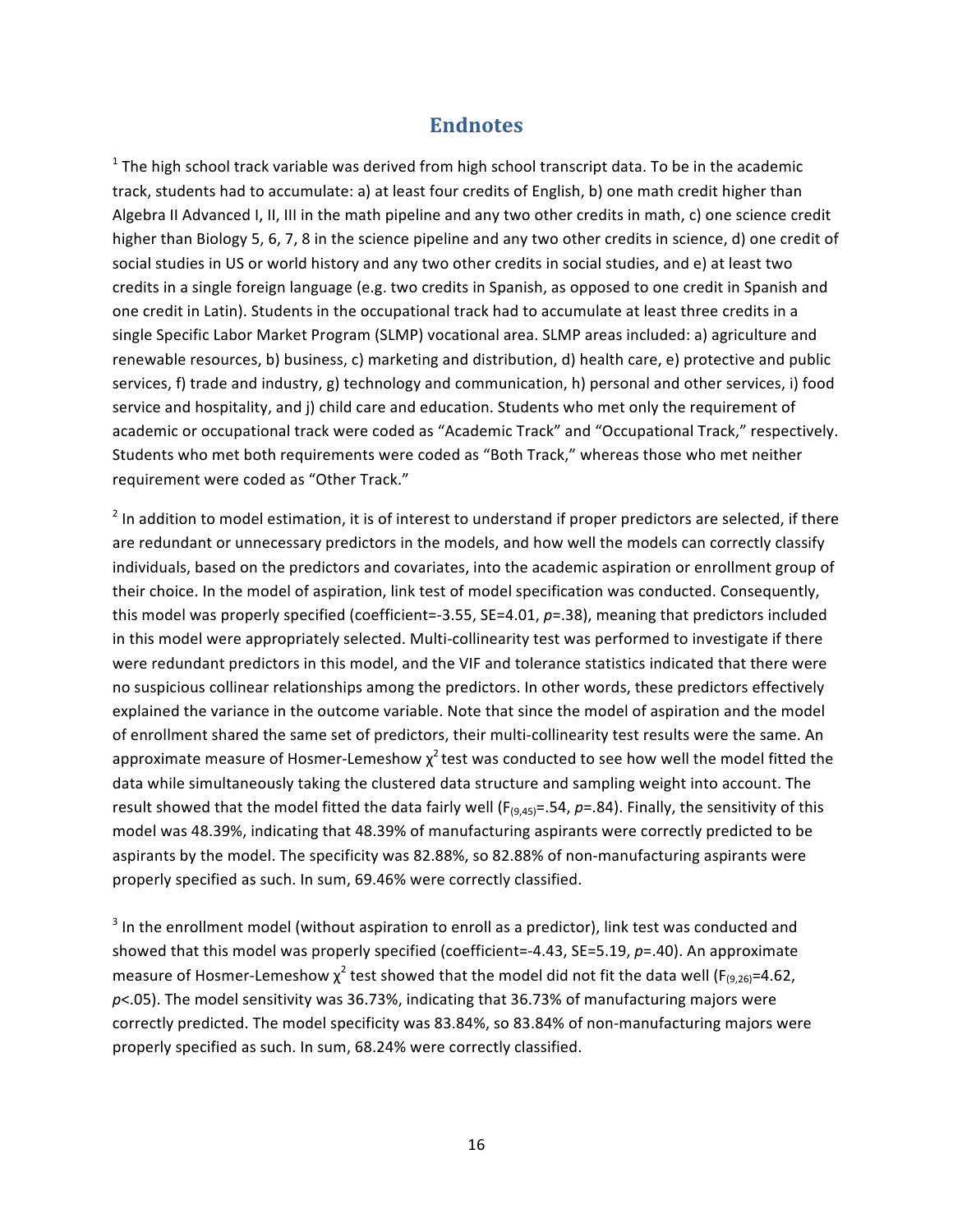# Endnotes

[1] The high school track variable was derived from high school transcript data. To be in the academic track, students had to accumulate: a) at least four credits of English, b) one math credit higher than Algebra II Advanced I, II, III in the math pipeline and any two other credits in math, c) one science credit higher than Biology 5, 6, 7, 8 in the science pipeline and any two other credits in science, d) one credit of social studies in US or world history and any two other credits in social studies, and e) at least two credits in a single foreign language (e.g. two credits in Spanish, as opposed to one credit in Spanish and one credit in Latin). Students in the occupational track had to accumulate at least three credits in a single Specific Labor Market Program (SLMP) vocational area. SLMP areas included: a) agriculture and renewable resources, b) business, c) marketing and distribution, d) health care, e) protective and public services, f) trade and industry, g) technology and communication, h) personal and other services, i) food service and hospitality, and j) child care and education. Students who met only the requirement of academic or occupational track were coded as "Academic Track" and "Occupational Track," respectively. Students who met both requirements were coded as "Both Track," whereas those who met neither requirement were coded as "Other Track."

[2] In addition to model estimation, it is of interest to understand if proper predictors are selected, if there are redundant or unnecessary predictors in the models, and how well the models can correctly classify individuals, based on the predictors and covariates, into the academic aspiration or enrollment group of their choice. In the model of aspiration, link test of model specification was conducted. Consequently, this model was properly specified (coefficient=-3.55, SE=4.01, $p$=.38), meaning that predictors included in this model were appropriately selected. Multi-collinearity test was performed to investigate if there were redundant predictors in this model, and the VIF and tolerance statistics indicated that there were no suspicious collinear relationships among the predictors. In other words, these predictors effectively explained the variance in the outcome variable. Note that since the model of aspiration and the model of enrollment shared the same set of predictors, their multi-collinearity test results were the same. An approximate measure of Hosmer-Lemeshow $\chi^2$ test was conducted to see how well the model fitted the data while simultaneously taking the clustered data structure and sampling weight into account. The result showed that the model fitted the data fairly well ($F_{(9,45)}$=.54, $p$=.84). Finally, the sensitivity of this model was 48.39%, indicating that 48.39% of manufacturing aspirants were correctly predicted to be aspirants by the model. The specificity was 82.88%, so 82.88% of non-manufacturing aspirants were properly specified as such. In sum, 69.46% were correctly classified.

[3] In the enrollment model (without aspiration to enroll as a predictor), link test was conducted and showed that this model was properly specified (coefficient=-4.43, SE=5.19, $p$=.40). An approximate measure of Hosmer-Lemeshow $\chi^2$ test showed that the model did not fit the data well ($F_{(9,26)}$=4.62, $p$<.05). The model sensitivity was 36.73%, indicating that 36.73% of manufacturing majors were correctly predicted. The model specificity was 83.84%, so 83.84% of non-manufacturing majors were properly specified as such. In sum, 68.24% were correctly classified.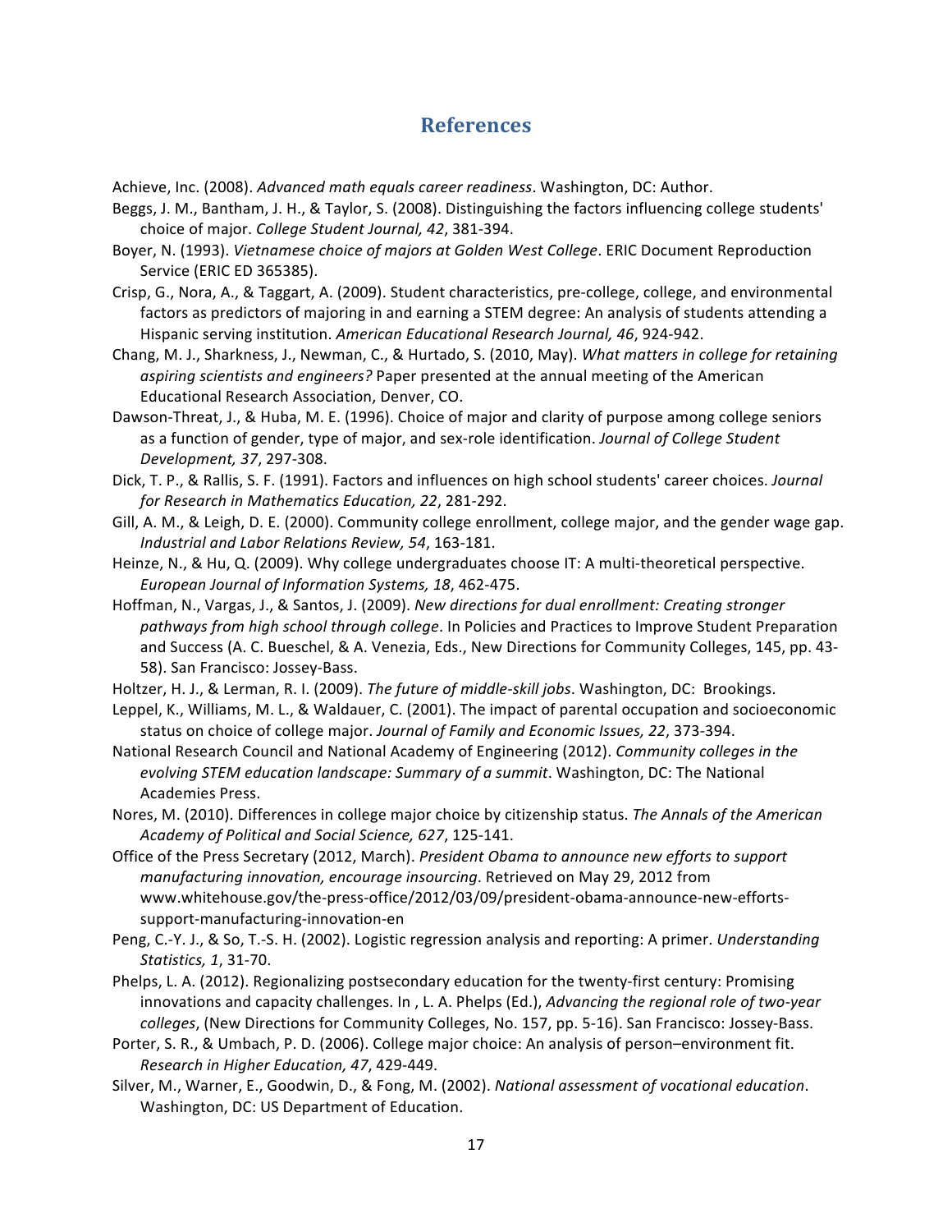# References

Achieve, Inc. (2008). *Advanced math equals career readiness*. Washington, DC: Author.

Beggs, J. M., Bantham, J. H., & Taylor, S. (2008). Distinguishing the factors influencing college students' choice of major. *College Student Journal, 42*, 381-394.

Boyer, N. (1993). *Vietnamese choice of majors at Golden West College*. ERIC Document Reproduction Service (ERIC ED 365385).

Crisp, G., Nora, A., & Taggart, A. (2009). Student characteristics, pre-college, college, and environmental factors as predictors of majoring in and earning a STEM degree: An analysis of students attending a Hispanic serving institution. *American Educational Research Journal, 46*, 924-942.

Chang, M. J., Sharkness, J., Newman, C., & Hurtado, S. (2010, May). *What matters in college for retaining aspiring scientists and engineers?* Paper presented at the annual meeting of the American Educational Research Association, Denver, CO.

Dawson-Threat, J., & Huba, M. E. (1996). Choice of major and clarity of purpose among college seniors as a function of gender, type of major, and sex-role identification. *Journal of College Student Development, 37*, 297-308.

Dick, T. P., & Rallis, S. F. (1991). Factors and influences on high school students' career choices. *Journal for Research in Mathematics Education, 22*, 281-292.

Gill, A. M., & Leigh, D. E. (2000). Community college enrollment, college major, and the gender wage gap. *Industrial and Labor Relations Review, 54*, 163-181.

Heinze, N., & Hu, Q. (2009). Why college undergraduates choose IT: A multi-theoretical perspective. *European Journal of Information Systems, 18*, 462-475.

Hoffman, N., Vargas, J., & Santos, J. (2009). *New directions for dual enrollment: Creating stronger pathways from high school through college*. In Policies and Practices to Improve Student Preparation and Success (A. C. Bueschel, & A. Venezia, Eds., New Directions for Community Colleges, 145, pp. 43-58). San Francisco: Jossey-Bass.

Holtzer, H. J., & Lerman, R. I. (2009). *The future of middle-skill jobs*. Washington, DC: Brookings.

Leppel, K., Williams, M. L., & Waldauer, C. (2001). The impact of parental occupation and socioeconomic status on choice of college major. *Journal of Family and Economic Issues, 22*, 373-394.

National Research Council and National Academy of Engineering (2012). *Community colleges in the evolving STEM education landscape: Summary of a summit*. Washington, DC: The National Academies Press.

Nores, M. (2010). Differences in college major choice by citizenship status. *The Annals of the American Academy of Political and Social Science, 627*, 125-141.

Office of the Press Secretary (2012, March). *President Obama to announce new efforts to support manufacturing innovation, encourage insourcing*. Retrieved on May 29, 2012 from www.whitehouse.gov/the-press-office/2012/03/09/president-obama-announce-new-efforts-support-manufacturing-innovation-en

Peng, C.-Y. J., & So, T.-S. H. (2002). Logistic regression analysis and reporting: A primer. *Understanding Statistics, 1*, 31-70.

Phelps, L. A. (2012). Regionalizing postsecondary education for the twenty-first century: Promising innovations and capacity challenges. In , L. A. Phelps (Ed.), *Advancing the regional role of two-year colleges*, (New Directions for Community Colleges, No. 157, pp. 5-16). San Francisco: Jossey-Bass.

Porter, S. R., & Umbach, P. D. (2006). College major choice: An analysis of person–environment fit. *Research in Higher Education, 47*, 429-449.

Silver, M., Warner, E., Goodwin, D., & Fong, M. (2002). *National assessment of vocational education*. Washington, DC: US Department of Education.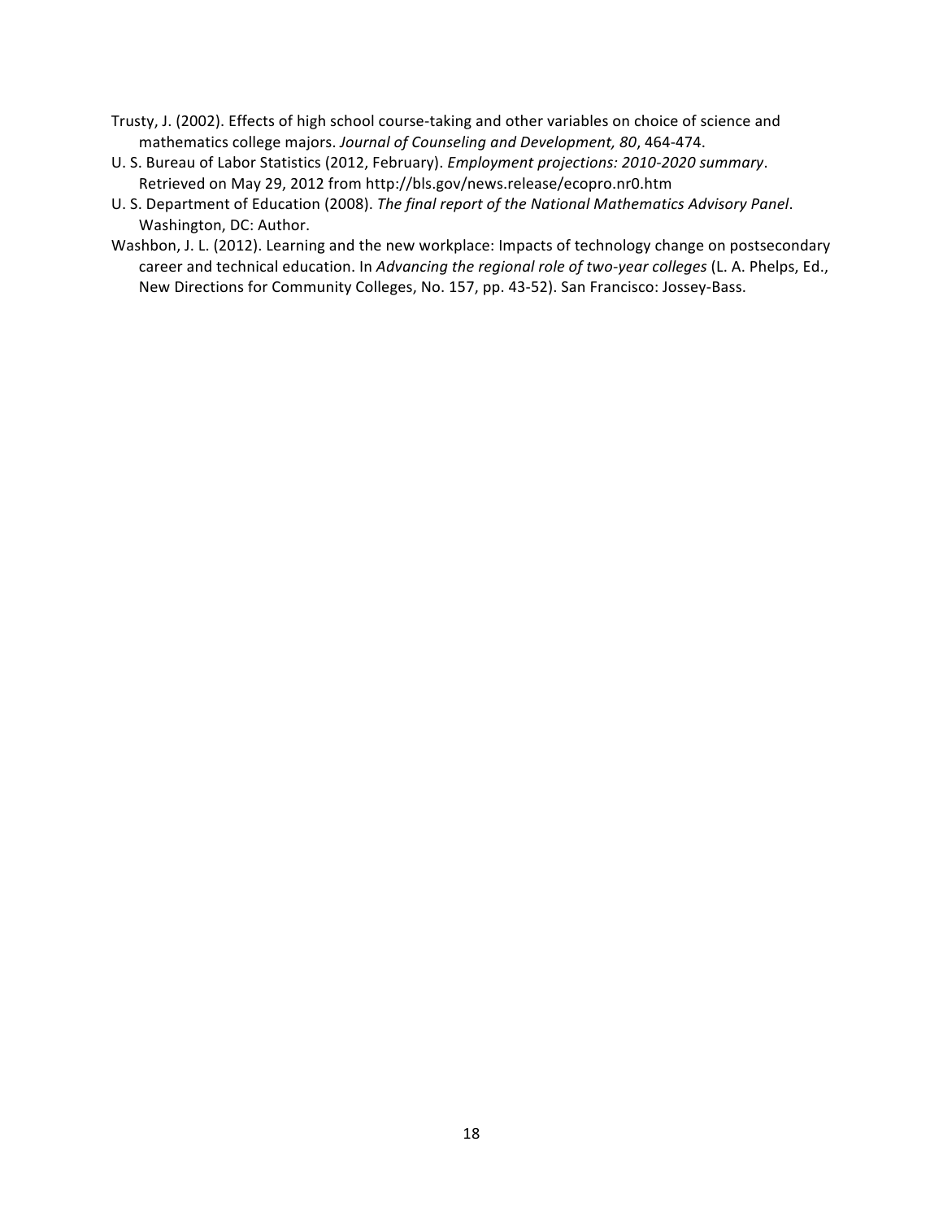Trusty, J. (2002). Effects of high school course-taking and other variables on choice of science and mathematics college majors. *Journal of Counseling and Development, 80*, 464-474.

U. S. Bureau of Labor Statistics (2012, February). *Employment projections: 2010-2020 summary*. Retrieved on May 29, 2012 from http://bls.gov/news.release/ecopro.nr0.htm

U. S. Department of Education (2008). *The final report of the National Mathematics Advisory Panel*. Washington, DC: Author.

Washbon, J. L. (2012). Learning and the new workplace: Impacts of technology change on postsecondary career and technical education. In *Advancing the regional role of two-year colleges* (L. A. Phelps, Ed., New Directions for Community Colleges, No. 157, pp. 43-52). San Francisco: Jossey-Bass.